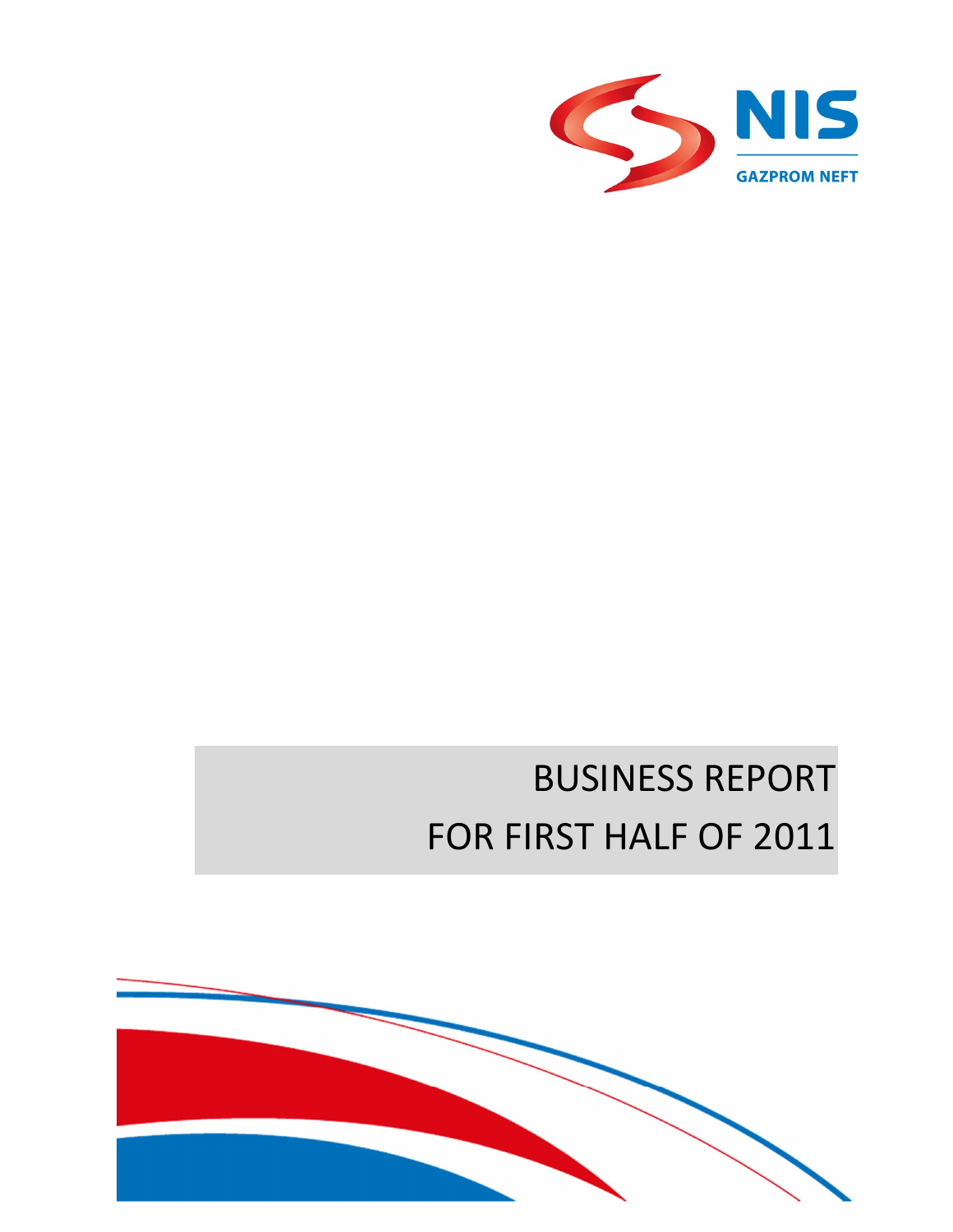NIS

GAZPROM NEFT

# BUSINESS REPORT
# FOR FIRST HALF OF 2011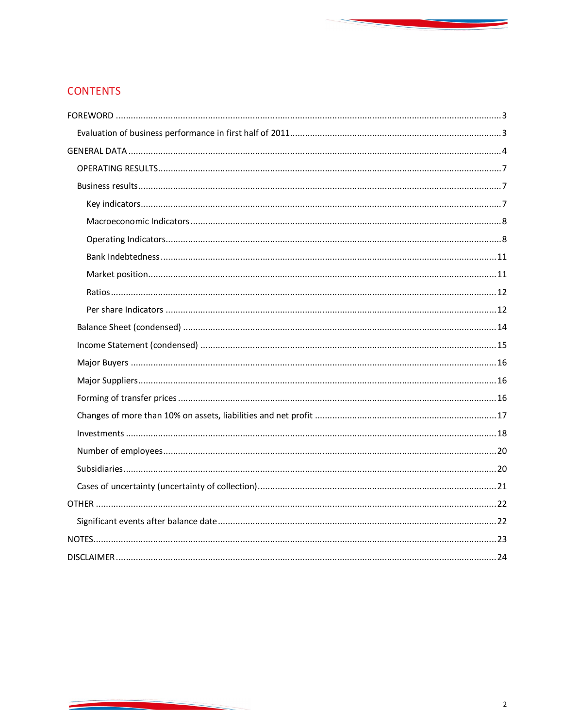# CONTENTS

- FOREWORD ..... 3
  - Evaluation of business performance in first half of 2011 ..... 3
- GENERAL DATA ..... 4
  - OPERATING RESULTS ..... 7
  - Business results ..... 7
    - Key indicators ..... 7
    - Macroeconomic Indicators ..... 8
    - Operating Indicators ..... 8
    - Bank Indebtedness ..... 11
    - Market position ..... 11
    - Ratios ..... 12
    - Per share Indicators ..... 12
  - Balance Sheet (condensed) ..... 14
  - Income Statement (condensed) ..... 15
  - Major Buyers ..... 16
  - Major Suppliers ..... 16
  - Forming of transfer prices ..... 16
  - Changes of more than 10% on assets, liabilities and net profit ..... 17
  - Investments ..... 18
  - Number of employees ..... 20
  - Subsidiaries ..... 20
  - Cases of uncertainty (uncertainty of collection) ..... 21
- OTHER ..... 22
  - Significant events after balance date ..... 22
- NOTES ..... 23
- DISCLAIMER ..... 24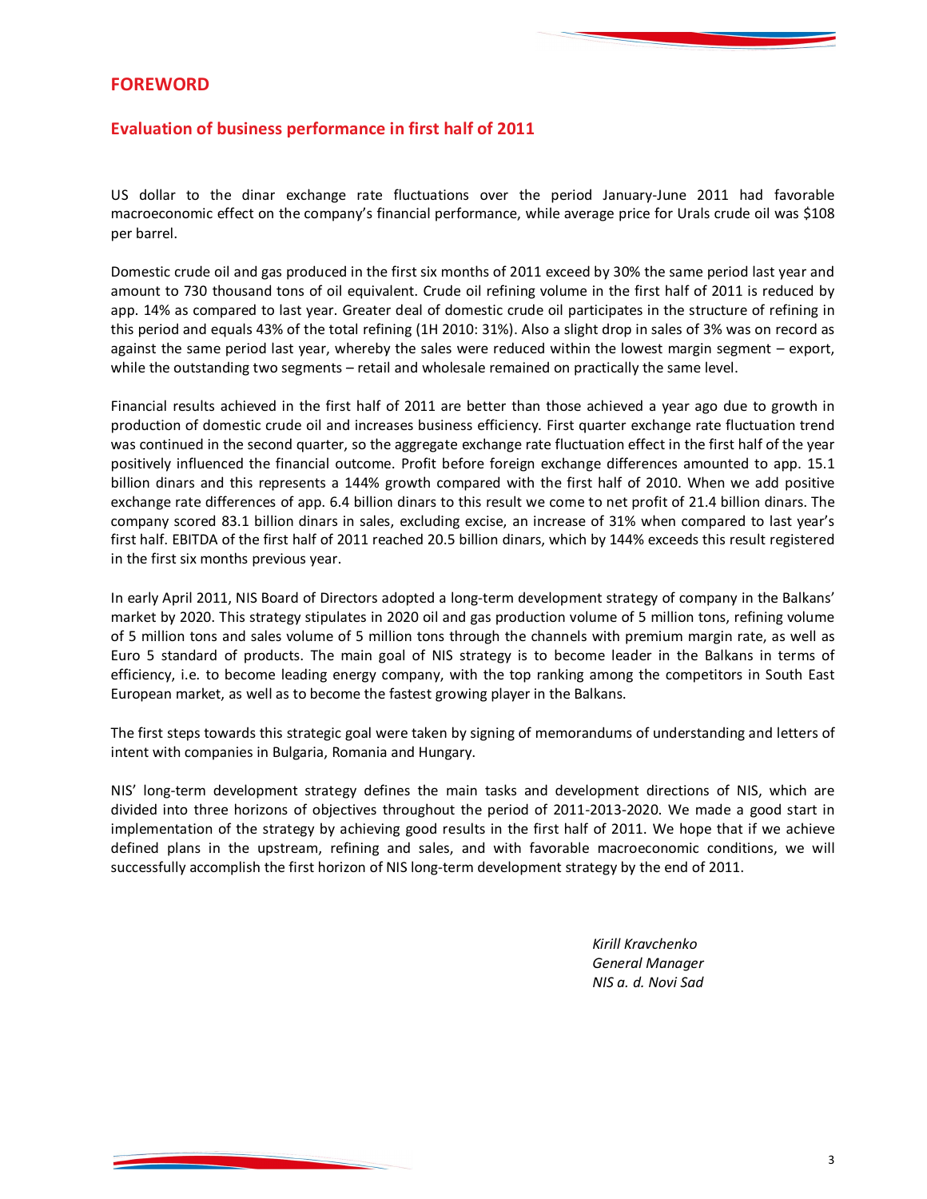# FOREWORD

## Evaluation of business performance in first half of 2011

US dollar to the dinar exchange rate fluctuations over the period January-June 2011 had favorable macroeconomic effect on the company's financial performance, while average price for Urals crude oil was $108 per barrel.

Domestic crude oil and gas produced in the first six months of 2011 exceed by 30% the same period last year and amount to 730 thousand tons of oil equivalent. Crude oil refining volume in the first half of 2011 is reduced by app. 14% as compared to last year. Greater deal of domestic crude oil participates in the structure of refining in this period and equals 43% of the total refining (1H 2010: 31%). Also a slight drop in sales of 3% was on record as against the same period last year, whereby the sales were reduced within the lowest margin segment – export, while the outstanding two segments – retail and wholesale remained on practically the same level.

Financial results achieved in the first half of 2011 are better than those achieved a year ago due to growth in production of domestic crude oil and increases business efficiency. First quarter exchange rate fluctuation trend was continued in the second quarter, so the aggregate exchange rate fluctuation effect in the first half of the year positively influenced the financial outcome. Profit before foreign exchange differences amounted to app. 15.1 billion dinars and this represents a 144% growth compared with the first half of 2010. When we add positive exchange rate differences of app. 6.4 billion dinars to this result we come to net profit of 21.4 billion dinars. The company scored 83.1 billion dinars in sales, excluding excise, an increase of 31% when compared to last year's first half. EBITDA of the first half of 2011 reached 20.5 billion dinars, which by 144% exceeds this result registered in the first six months previous year.

In early April 2011, NIS Board of Directors adopted a long-term development strategy of company in the Balkans' market by 2020. This strategy stipulates in 2020 oil and gas production volume of 5 million tons, refining volume of 5 million tons and sales volume of 5 million tons through the channels with premium margin rate, as well as Euro 5 standard of products. The main goal of NIS strategy is to become leader in the Balkans in terms of efficiency, i.e. to become leading energy company, with the top ranking among the competitors in South East European market, as well as to become the fastest growing player in the Balkans.

The first steps towards this strategic goal were taken by signing of memorandums of understanding and letters of intent with companies in Bulgaria, Romania and Hungary.

NIS' long-term development strategy defines the main tasks and development directions of NIS, which are divided into three horizons of objectives throughout the period of 2011-2013-2020. We made a good start in implementation of the strategy by achieving good results in the first half of 2011. We hope that if we achieve defined plans in the upstream, refining and sales, and with favorable macroeconomic conditions, we will successfully accomplish the first horizon of NIS long-term development strategy by the end of 2011.

*Kirill Kravchenko*
*General Manager*
*NIS a. d. Novi Sad*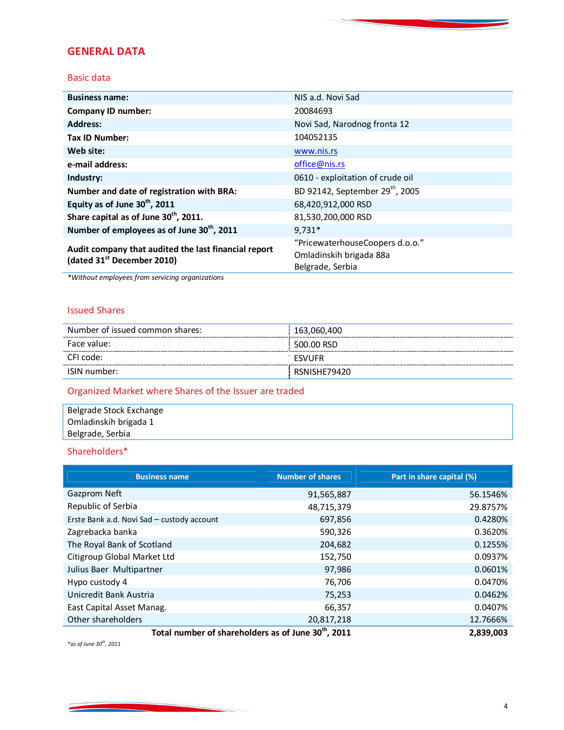# GENERAL DATA

## Basic data

| | |
|---|---|
| **Business name:** | NIS a.d. Novi Sad |
| **Company ID number:** | 20084693 |
| **Address:** | Novi Sad, Narodnog fronta 12 |
| **Tax ID Number:** | 104052135 |
| **Web site:** | www.nis.rs |
| **e-mail address:** | office@nis.rs |
| **Industry:** | 0610 - exploitation of crude oil |
| **Number and date of registration with BRA:** | BD 92142, September 29th, 2005 |
| **Equity as of June 30th, 2011** | 68,420,912,000 RSD |
| **Share capital as of June 30th, 2011.** | 81,530,200,000 RSD |
| **Number of employees as of June 30th, 2011** | 9,731* |
| **Audit company that audited the last financial report (dated 31st December 2010)** | "PricewaterhouseCoopers d.o.o." Omladinskih brigada 88a Belgrade, Serbia |

*\*Without employees from servicing organizations*

## Issued Shares

| | |
|---|---|
| Number of issued common shares: | 163,060,400 |
| Face value: | 500.00 RSD |
| CFI code: | ESVUFR |
| ISIN number: | RSNISHE79420 |

## Organized Market where Shares of the Issuer are traded

Belgrade Stock Exchange
Omladinskih brigada 1
Belgrade, Serbia

## Shareholders*

| Business name | Number of shares | Part in share capital (%) |
|---|---|---|
| Gazprom Neft | 91,565,887 | 56.1546% |
| Republic of Serbia | 48,715,379 | 29.8757% |
| Erste Bank a.d. Novi Sad – custody account | 697,856 | 0.4280% |
| Zagrebacka banka | 590,326 | 0.3620% |
| The Royal Bank of Scotland | 204,682 | 0.1255% |
| Citigroup Global Market Ltd | 152,750 | 0.0937% |
| Julius Baer Multipartner | 97,986 | 0.0601% |
| Hypo custody 4 | 76,706 | 0.0470% |
| Unicredit Bank Austria | 75,253 | 0.0462% |
| East Capital Asset Manag. | 66,357 | 0.0407% |
| Other shareholders | 20,817,218 | 12.7666% |
| **Total number of shareholders as of June 30th, 2011** | | **2,839,003** |

*\*as of June 30th, 2011*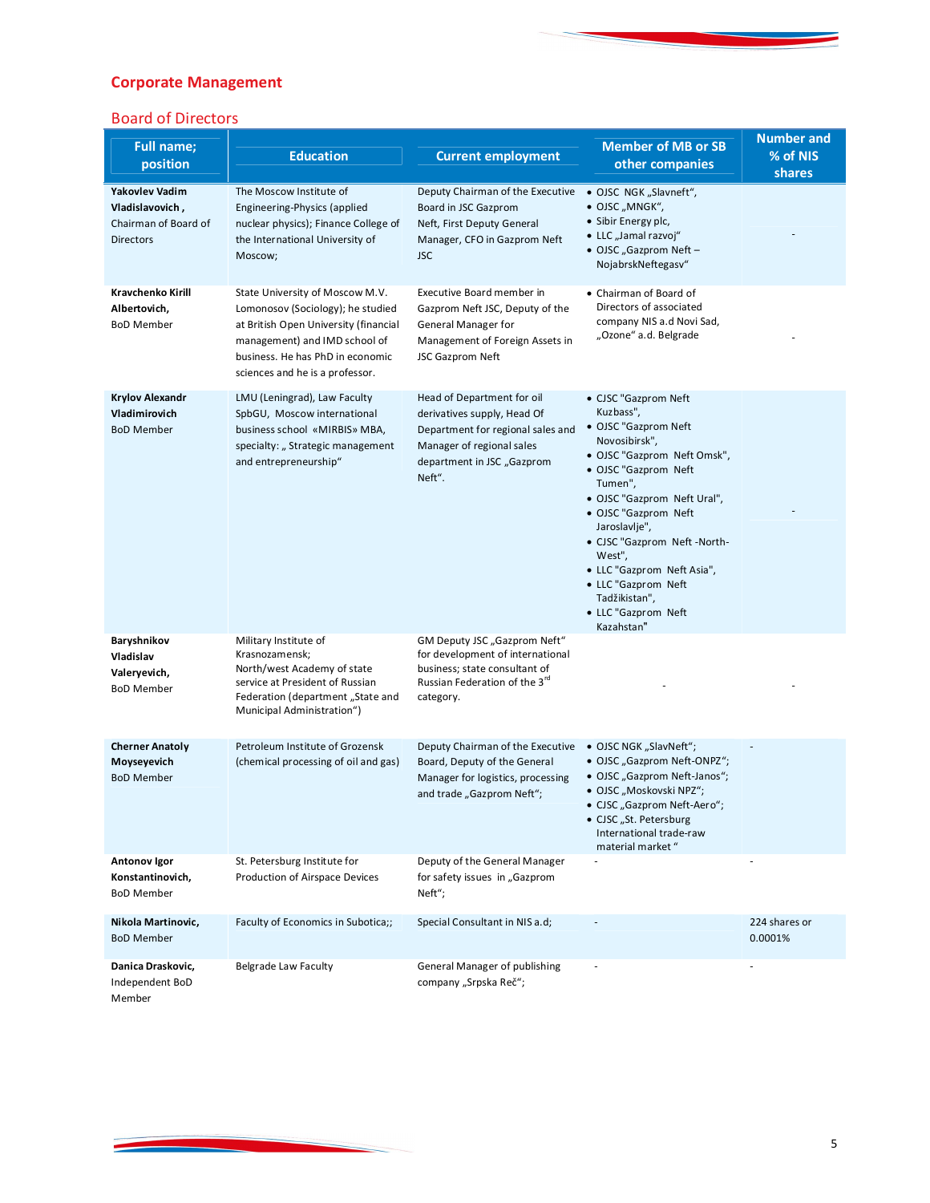## Corporate Management

### Board of Directors

| Full name; position | Education | Current employment | Member of MB or SB other companies | Number and % of NIS shares |
|---|---|---|---|---|
| **Yakovlev Vadim Vladislavovich ,** Chairman of Board of Directors | The Moscow Institute of Engineering-Physics (applied nuclear physics); Finance College of the International University of Moscow; | Deputy Chairman of the Executive Board in JSC Gazprom Neft, First Deputy General Manager, CFO in Gazprom Neft JSC | • OJSC NGK „Slavneft“, • OJSC „MNGK“, • Sibir Energy plc, • LLC „Jamal razvoj“ • OJSC „Gazprom Neft – NojabrskNeftegasv“ | - |
| **Kravchenko Kirill Albertovich,** BoD Member | State University of Moscow M.V. Lomonosov (Sociology); he studied at British Open University (financial management) and IMD school of business. He has PhD in economic sciences and he is a professor. | Executive Board member in Gazprom Neft JSC, Deputy of the General Manager for Management of Foreign Assets in JSC Gazprom Neft | • Chairman of Board of Directors of associated company NIS a.d Novi Sad, „Ozone“ a.d. Belgrade | - |
| **Krylov Alexandr Vladimirovich** BoD Member | LMU (Leningrad), Law Faculty SpbGU, Moscow international business school «MIRBIS» MBA, specialty: „ Strategic management and entrepreneurship“ | Head of Department for oil derivatives supply, Head Of Department for regional sales and Manager of regional sales department in JSC „Gazprom Neft“. | • CJSC "Gazprom Neft Kuzbass", • OJSC "Gazprom Neft Novosibirsk", • OJSC "Gazprom Neft Omsk", • OJSC "Gazprom Neft Tumen", • OJSC "Gazprom Neft Ural", • OJSC "Gazprom Neft Jaroslavlje", • CJSC "Gazprom Neft -North-West", • LLC "Gazprom Neft Asia", • LLC "Gazprom Neft Tadžikistan", • LLC "Gazprom Neft Kazahstan" | - |
| **Baryshnikov Vladislav Valeryevich,** BoD Member | Military Institute of Krasnozamensk; North/west Academy of state service at President of Russian Federation (department „State and Municipal Administration“) | GM Deputy JSC „Gazprom Neft“ for development of international business; state consultant of Russian Federation of the 3rd category. | - | - |
| **Cherner Anatoly Moyseyevich** BoD Member | Petroleum Institute of Grozensk (chemical processing of oil and gas) | Deputy Chairman of the Executive Board, Deputy of the General Manager for logistics, processing and trade „Gazprom Neft“; | • OJSC NGK „SlavNeft“; • OJSC „Gazprom Neft-ONPZ“; • OJSC „Gazprom Neft-Janos“; • OJSC „Moskovski NPZ“; • CJSC „Gazprom Neft-Aero“; • CJSC „St. Petersburg International trade-raw material market “ | - |
| **Antonov Igor Konstantinovich,** BoD Member | St. Petersburg Institute for Production of Airspace Devices | Deputy of the General Manager for safety issues in „Gazprom Neft“; | - | - |
| **Nikola Martinovic,** BoD Member | Faculty of Economics in Subotica;; | Special Consultant in NIS a.d; | - | 224 shares or 0.0001% |
| **Danica Draskovic,** Independent BoD Member | Belgrade Law Faculty | General Manager of publishing company „Srpska Reč“; | - | - |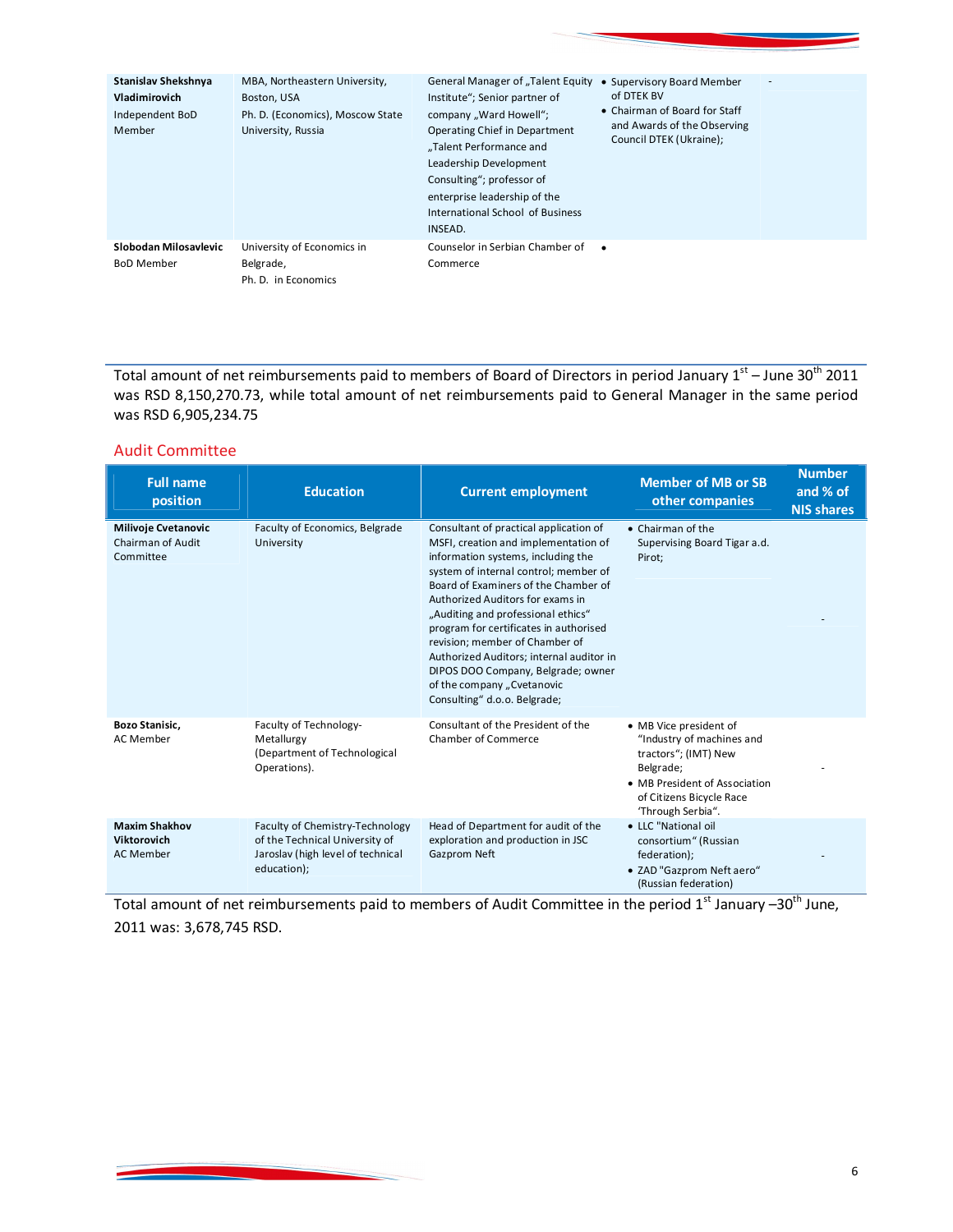| | | | | |
|---|---|---|---|---|
| **Stanislav Shekshnya Vladimirovich**<br>Independent BoD Member | MBA, Northeastern University, Boston, USA<br>Ph. D. (Economics), Moscow State University, Russia | General Manager of „Talent Equity Institute"; Senior partner of company „Ward Howell"; Operating Chief in Department „Talent Performance and Leadership Development Consulting"; professor of enterprise leadership of the International School of Business INSEAD. | • Supervisory Board Member of DTEK BV<br>• Chairman of Board for Staff and Awards of the Observing Council DTEK (Ukraine); | - |
| **Slobodan Milosavlevic**<br>BoD Member | University of Economics in Belgrade,<br>Ph. D. in Economics | Counselor in Serbian Chamber of Commerce | • | |

Total amount of net reimbursements paid to members of Board of Directors in period January 1st – June 30th 2011 was RSD 8,150,270.73, while total amount of net reimbursements paid to General Manager in the same period was RSD 6,905,234.75

## Audit Committee

| Full name position | Education | Current employment | Member of MB or SB other companies | Number and % of NIS shares |
|---|---|---|---|---|
| **Milivoje Cvetanovic**<br>Chairman of Audit Committee | Faculty of Economics, Belgrade University | Consultant of practical application of MSFI, creation and implementation of information systems, including the system of internal control; member of Board of Examiners of the Chamber of Authorized Auditors for exams in „Auditing and professional ethics" program for certificates in authorised revision; member of Chamber of Authorized Auditors; internal auditor in DIPOS DOO Company, Belgrade; owner of the company „Cvetanovic Consulting" d.o.o. Belgrade; | • Chairman of the Supervising Board Tigar a.d. Pirot; | - |
| **Bozo Stanisic,**<br>AC Member | Faculty of Technology-Metallurgy (Department of Technological Operations). | Consultant of the President of the Chamber of Commerce | • MB Vice president of "Industry of machines and tractors"; (IMT) New Belgrade;<br>• MB President of Association of Citizens Bicycle Race 'Through Serbia". | - |
| **Maxim Shakhov Viktorovich**<br>AC Member | Faculty of Chemistry-Technology of the Technical University of Jaroslav (high level of technical education); | Head of Department for audit of the exploration and production in JSC Gazprom Neft | • LLC "National oil consortium" (Russian federation);<br>• ZAD "Gazprom Neft aero" (Russian federation) | - |

Total amount of net reimbursements paid to members of Audit Committee in the period 1st January –30th June, 2011 was: 3,678,745 RSD.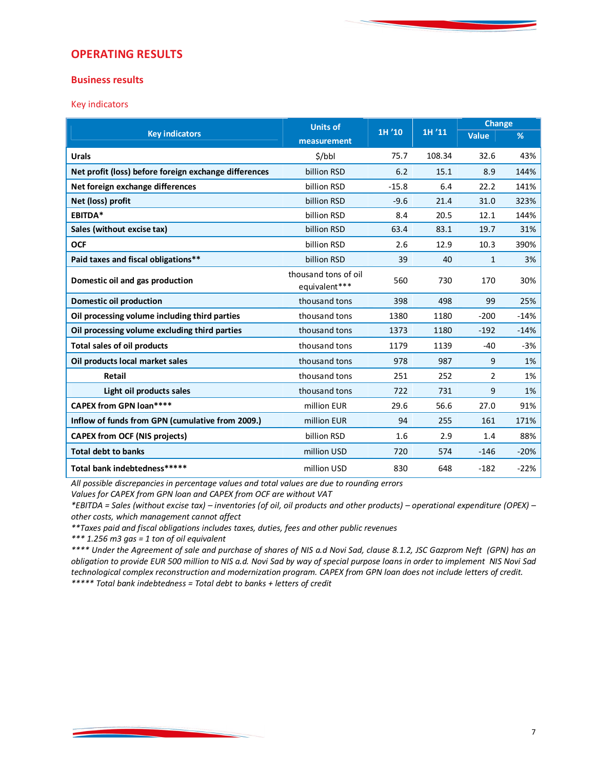# OPERATING RESULTS

## Business results

### Key indicators

| Key indicators | Units of measurement | 1H '10 | 1H '11 | Change | |
|---|---|---|---|---|---|
| | | | | Value | % |
| **Urals** | $/bbl | 75.7 | 108.34 | 32.6 | 43% |
| **Net profit (loss) before foreign exchange differences** | billion RSD | 6.2 | 15.1 | 8.9 | 144% |
| **Net foreign exchange differences** | billion RSD | -15.8 | 6.4 | 22.2 | 141% |
| **Net (loss) profit** | billion RSD | -9.6 | 21.4 | 31.0 | 323% |
| **EBITDA*** | billion RSD | 8.4 | 20.5 | 12.1 | 144% |
| **Sales (without excise tax)** | billion RSD | 63.4 | 83.1 | 19.7 | 31% |
| **OCF** | billion RSD | 2.6 | 12.9 | 10.3 | 390% |
| **Paid taxes and fiscal obligations**** | billion RSD | 39 | 40 | 1 | 3% |
| **Domestic oil and gas production** | thousand tons of oil equivalent*** | 560 | 730 | 170 | 30% |
| **Domestic oil production** | thousand tons | 398 | 498 | 99 | 25% |
| **Oil processing volume including third parties** | thousand tons | 1380 | 1180 | -200 | -14% |
| **Oil processing volume excluding third parties** | thousand tons | 1373 | 1180 | -192 | -14% |
| **Total sales of oil products** | thousand tons | 1179 | 1139 | -40 | -3% |
| **Oil products local market sales** | thousand tons | 978 | 987 | 9 | 1% |
| **Retail** | thousand tons | 251 | 252 | 2 | 1% |
| **Light oil products sales** | thousand tons | 722 | 731 | 9 | 1% |
| **CAPEX from GPN loan****** | million EUR | 29.6 | 56.6 | 27.0 | 91% |
| **Inflow of funds from GPN (cumulative from 2009.)** | million EUR | 94 | 255 | 161 | 171% |
| **CAPEX from OCF (NIS projects)** | billion RSD | 1.6 | 2.9 | 1.4 | 88% |
| **Total debt to banks** | million USD | 720 | 574 | -146 | -20% |
| **Total bank indebtedness******* | million USD | 830 | 648 | -182 | -22% |

*All possible discrepancies in percentage values and total values are due to rounding errors*
*Values for CAPEX from GPN loan and CAPEX from OCF are without VAT*
*\*EBITDA = Sales (without excise tax) – inventories (of oil, oil products and other products) – operational expenditure (OPEX) – other costs, which management cannot affect*
*\*\*Taxes paid and fiscal obligations includes taxes, duties, fees and other public revenues*
*\*\*\* 1.256 m3 gas = 1 ton of oil equivalent*
*\*\*\*\* Under the Agreement of sale and purchase of shares of NIS a.d Novi Sad, clause 8.1.2, JSC Gazprom Neft (GPN) has an obligation to provide EUR 500 million to NIS a.d. Novi Sad by way of special purpose loans in order to implement NIS Novi Sad technological complex reconstruction and modernization program. CAPEX from GPN loan does not include letters of credit.*
*\*\*\*\*\* Total bank indebtedness = Total debt to banks + letters of credit*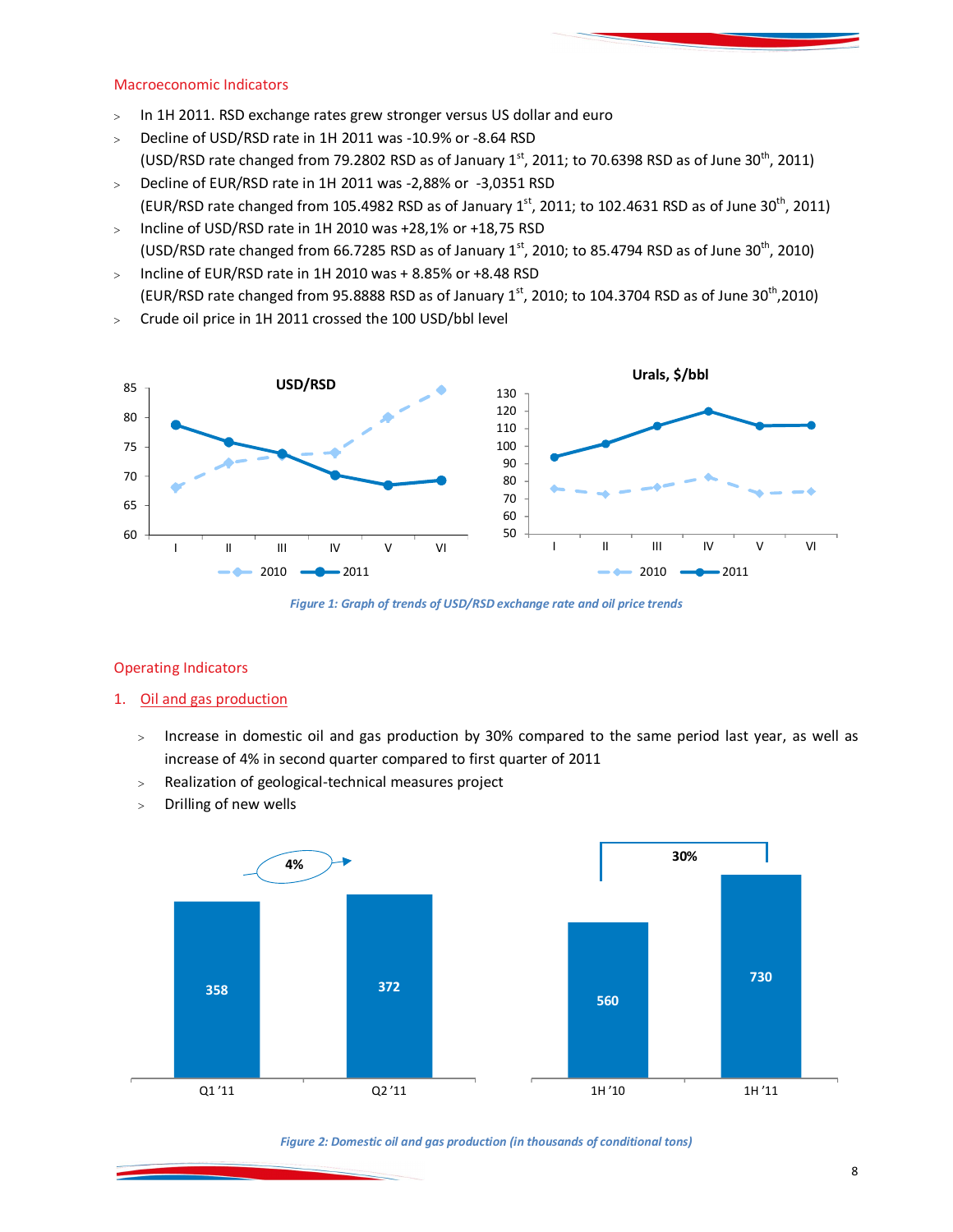## Macroeconomic Indicators

- In 1H 2011. RSD exchange rates grew stronger versus US dollar and euro
- Decline of USD/RSD rate in 1H 2011 was -10.9% or -8.64 RSD (USD/RSD rate changed from 79.2802 RSD as of January 1st, 2011; to 70.6398 RSD as of June 30th, 2011)
- Decline of EUR/RSD rate in 1H 2011 was -2,88% or -3,0351 RSD (EUR/RSD rate changed from 105.4982 RSD as of January 1st, 2011; to 102.4631 RSD as of June 30th, 2011)
- Incline of USD/RSD rate in 1H 2010 was +28,1% or +18,75 RSD (USD/RSD rate changed from 66.7285 RSD as of January 1st, 2010; to 85.4794 RSD as of June 30th, 2010)
- Incline of EUR/RSD rate in 1H 2010 was + 8.85% or +8.48 RSD (EUR/RSD rate changed from 95.8888 RSD as of January 1st, 2010; to 104.3704 RSD as of June 30th,2010)
- Crude oil price in 1H 2011 crossed the 100 USD/bbl level

*Figure 1: Graph of trends of USD/RSD exchange rate and oil price trends*

## Operating Indicators

### 1. Oil and gas production

- Increase in domestic oil and gas production by 30% compared to the same period last year, as well as increase of 4% in second quarter compared to first quarter of 2011
- Realization of geological-technical measures project
- Drilling of new wells

| Q1 '11 | Q2 '11 | 1H '10 | 1H '11 |
|---|---|---|---|
| 358 | 372 | 560 | 730 |

*Figure 2: Domestic oil and gas production (in thousands of conditional tons)*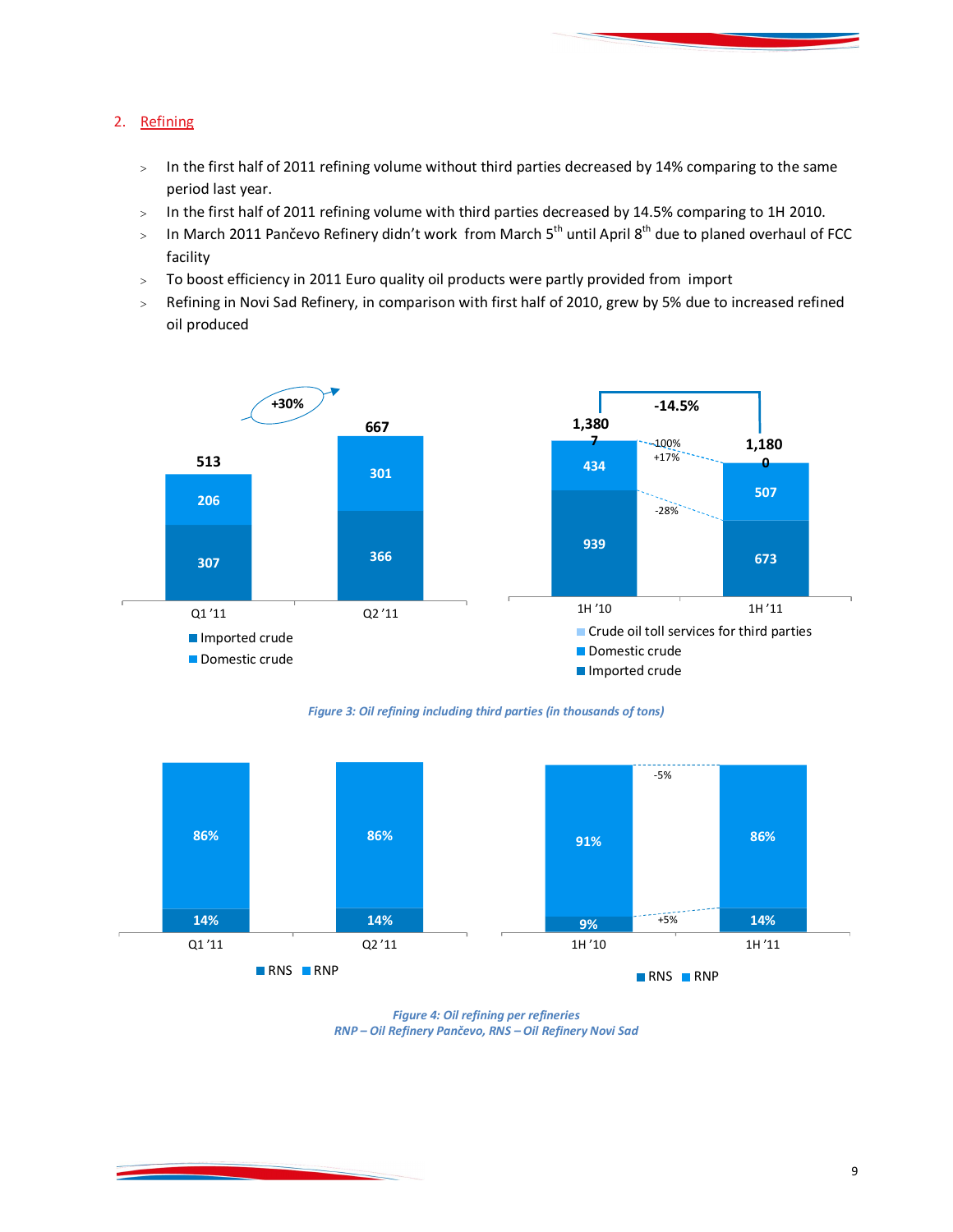## 2. Refining

- In the first half of 2011 refining volume without third parties decreased by 14% comparing to the same period last year.
- In the first half of 2011 refining volume with third parties decreased by 14.5% comparing to 1H 2010.
- In March 2011 Pančevo Refinery didn't work from March 5th until April 8th due to planed overhaul of FCC facility
- To boost efficiency in 2011 Euro quality oil products were partly provided from import
- Refining in Novi Sad Refinery, in comparison with first half of 2010, grew by 5% due to increased refined oil produced

| | Q1 '11 | Q2 '11 |
|---|---|---|
| Imported crude | 307 | 366 |
| Domestic crude | 206 | 301 |
| Total | 513 | 667 |

Change Q1 '11 to Q2 '11: +30%

| | 1H '10 | 1H '11 | Change |
|---|---|---|---|
| Crude oil toll services for third parties | 7 | 0 | -100% |
| Domestic crude | 434 | 507 | +17% |
| Imported crude | 939 | 673 | -28% |
| Total | 1,380 | 1,180 | -14.5% |

*Figure 3: Oil refining including third parties (in thousands of tons)*

| | Q1 '11 | Q2 '11 | 1H '10 | 1H '11 | Change 1H '10 to 1H '11 |
|---|---|---|---|---|---|
| RNS | 14% | 14% | 9% | 14% | +5% |
| RNP | 86% | 86% | 91% | 86% | -5% |

*Figure 4: Oil refining per refineries*
*RNP – Oil Refinery Pančevo, RNS – Oil Refinery Novi Sad*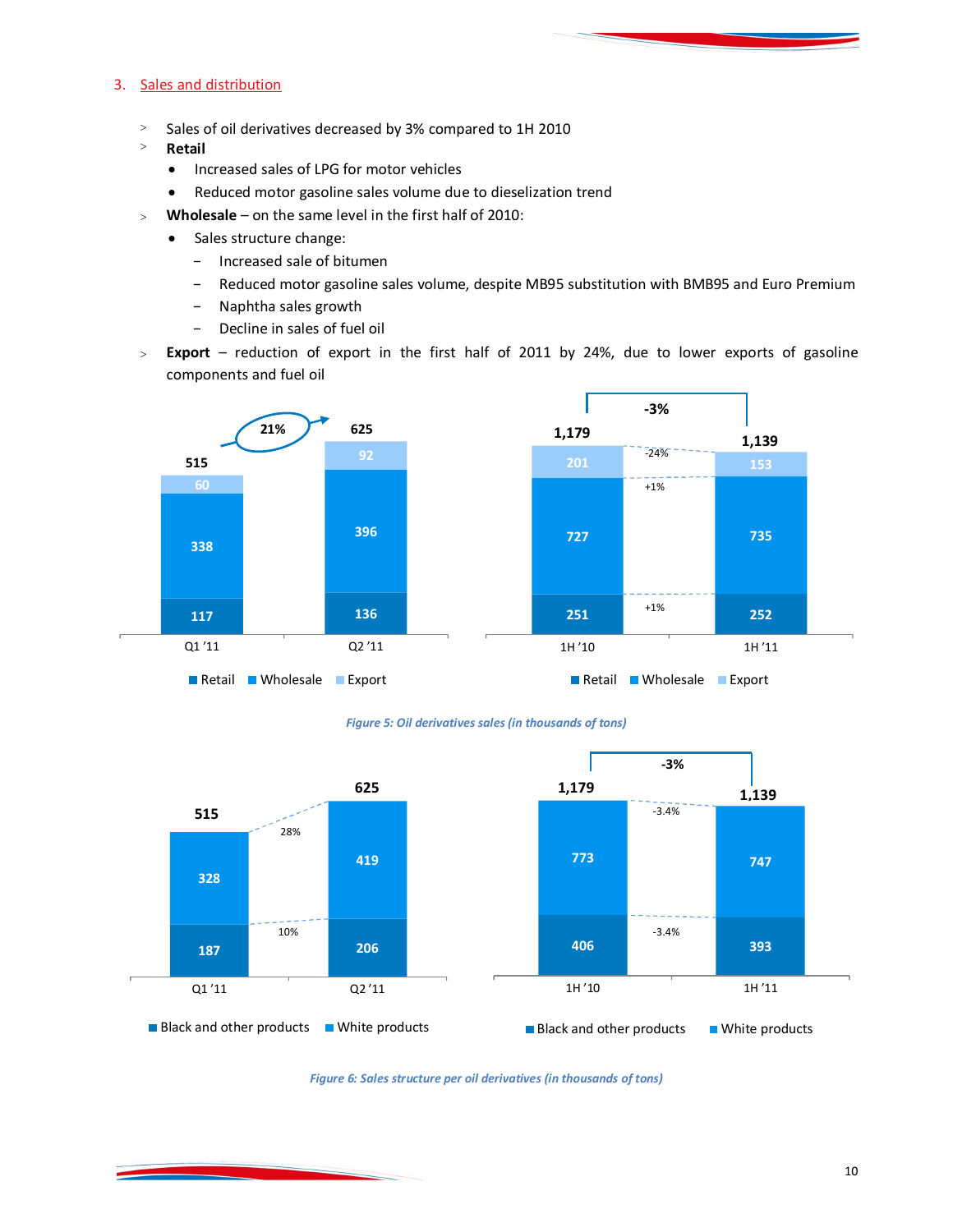## 3. Sales and distribution

- Sales of oil derivatives decreased by 3% compared to 1H 2010
- **Retail**
  - Increased sales of LPG for motor vehicles
  - Reduced motor gasoline sales volume due to dieselization trend
- **Wholesale** – on the same level in the first half of 2010:
  - Sales structure change:
    - Increased sale of bitumen
    - Reduced motor gasoline sales volume, despite MB95 substitution with BMB95 and Euro Premium
    - Naphtha sales growth
    - Decline in sales of fuel oil
- **Export** – reduction of export in the first half of 2011 by 24%, due to lower exports of gasoline components and fuel oil

| | Q1 '11 | Q2 '11 | 1H '10 | 1H '11 |
|---|---|---|---|---|
| Retail | 117 | 136 | 251 | 252 |
| Wholesale | 338 | 396 | 727 | 735 |
| Export | 60 | 92 | 201 | 153 |
| Total | 515 | 625 | 1,179 | 1,139 |

Q2 '11 vs Q1 '11: 21%; 1H '11 vs 1H '10: -3% (Retail +1%, Wholesale +1%, Export -24%)

*Figure 5: Oil derivatives sales (in thousands of tons)*

| | Q1 '11 | Q2 '11 | 1H '10 | 1H '11 |
|---|---|---|---|---|
| Black and other products | 187 | 206 | 406 | 393 |
| White products | 328 | 419 | 773 | 747 |
| Total | 515 | 625 | 1,179 | 1,139 |

Q2 '11 vs Q1 '11: Black and other products 10%, White products 28%; 1H '11 vs 1H '10: -3% (Black and other products -3.4%, White products -3.4%)

*Figure 6: Sales structure per oil derivatives (in thousands of tons)*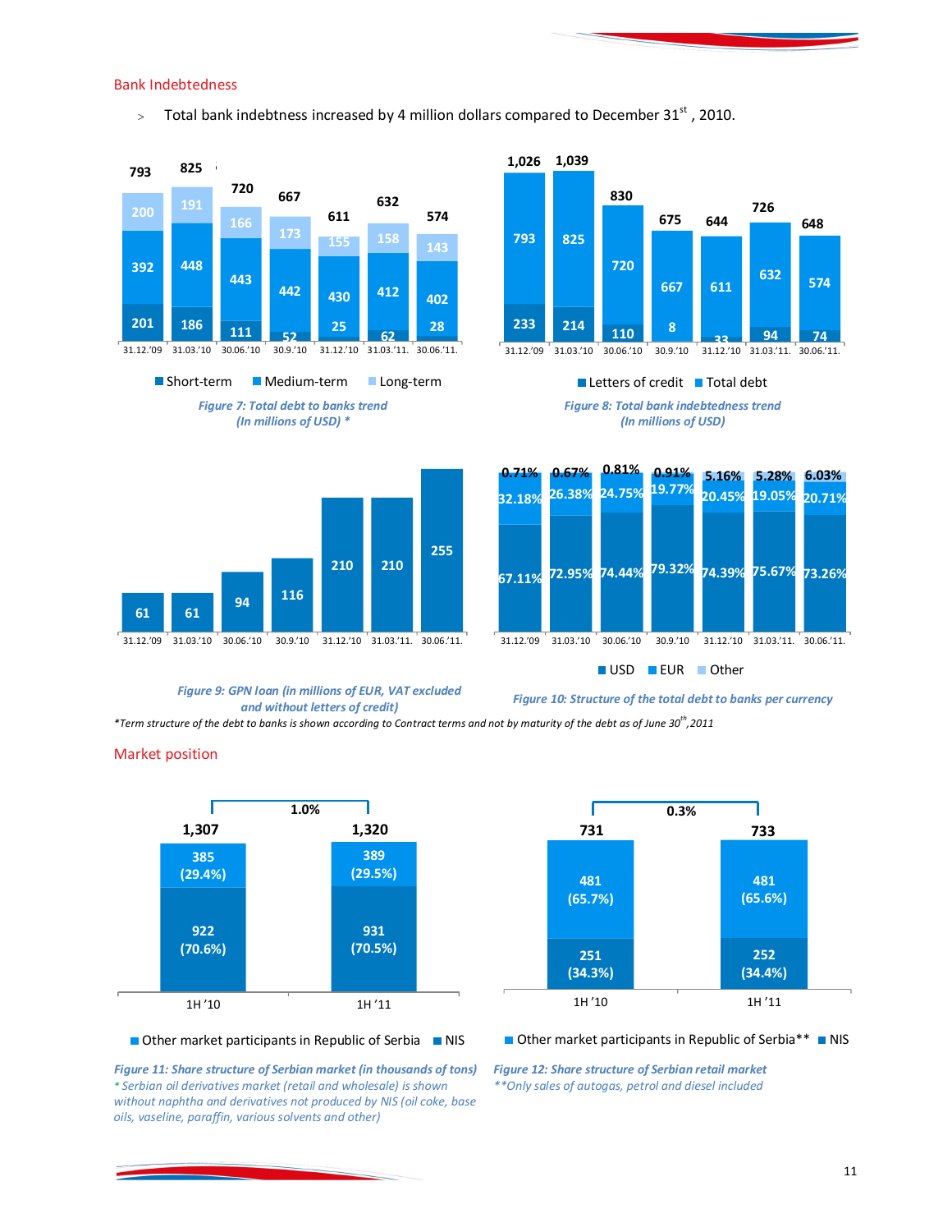## Bank Indebtedness

- Total bank indebtness increased by 4 million dollars compared to December 31st, 2010.

| | 31.12.'09 | 31.03.'10 | 30.06.'10 | 30.9.'10 | 31.12.'10 | 31.03.'11. | 30.06.'11. |
|---|---|---|---|---|---|---|---|
| Short-term | 201 | 186 | 111 | 52 | 25 | 62 | 28 |
| Medium-term | 392 | 448 | 443 | 442 | 430 | 412 | 402 |
| Long-term | 200 | 191 | 166 | 173 | 155 | 158 | 143 |
| Total | 793 | 825 | 720 | 667 | 611 | 632 | 574 |

*Figure 7: Total debt to banks trend (In millions of USD) **

| | 31.12.'09 | 31.03.'10 | 30.06.'10 | 30.9.'10 | 31.12.'10 | 31.03.'11. | 30.06.'11. |
|---|---|---|---|---|---|---|---|
| Letters of credit | 233 | 214 | 110 | 8 | 33 | 94 | 74 |
| Total debt | 793 | 825 | 720 | 667 | 611 | 632 | 574 |
| Total | 1,026 | 1,039 | 830 | 675 | 644 | 726 | 648 |

*Figure 8: Total bank indebtedness trend (In millions of USD)*

| 31.12.'09 | 31.03.'10 | 30.06.'10 | 30.9.'10 | 31.12.'10 | 31.03.'11. | 30.06.'11. |
|---|---|---|---|---|---|---|
| 61 | 61 | 94 | 116 | 210 | 210 | 255 |

*Figure 9: GPN loan (in millions of EUR, VAT excluded and without letters of credit)*

| | 31.12.'09 | 31.03.'10 | 30.06.'10 | 30.9.'10 | 31.12.'10 | 31.03.'11. | 30.06.'11. |
|---|---|---|---|---|---|---|---|
| USD | 67.11% | 72.95% | 74.44% | 79.32% | 74.39% | 75.67% | 73.26% |
| EUR | 32.18% | 26.38% | 24.75% | 19.77% | 20.45% | 19.05% | 20.71% |
| Other | 0.71% | 0.67% | 0.81% | 0.91% | 5.16% | 5.28% | 6.03% |

*Figure 10: Structure of the total debt to banks per currency*

*\*Term structure of the debt to banks is shown according to Contract terms and not by maturity of the debt as of June 30th, 2011*

## Market position

| | 1H '10 | 1H '11 |
|---|---|---|
| Other market participants in Republic of Serbia | 385 (29.4%) | 389 (29.5%) |
| NIS | 922 (70.6%) | 931 (70.5%) |
| Total | 1,307 | 1,320 |

Change: 1.0%

*Figure 11: Share structure of Serbian market (in thousands of tons)*
*\* Serbian oil derivatives market (retail and wholesale) is shown without naphtha and derivatives not produced by NIS (oil coke, base oils, vaseline, paraffin, various solvents and other)*

| | 1H '10 | 1H '11 |
|---|---|---|
| Other market participants in Republic of Serbia** | 481 (65.7%) | 481 (65.6%) |
| NIS | 251 (34.3%) | 252 (34.4%) |
| Total | 731 | 733 |

Change: 0.3%

*Figure 12: Share structure of Serbian retail market*
*\*\*Only sales of autogas, petrol and diesel included*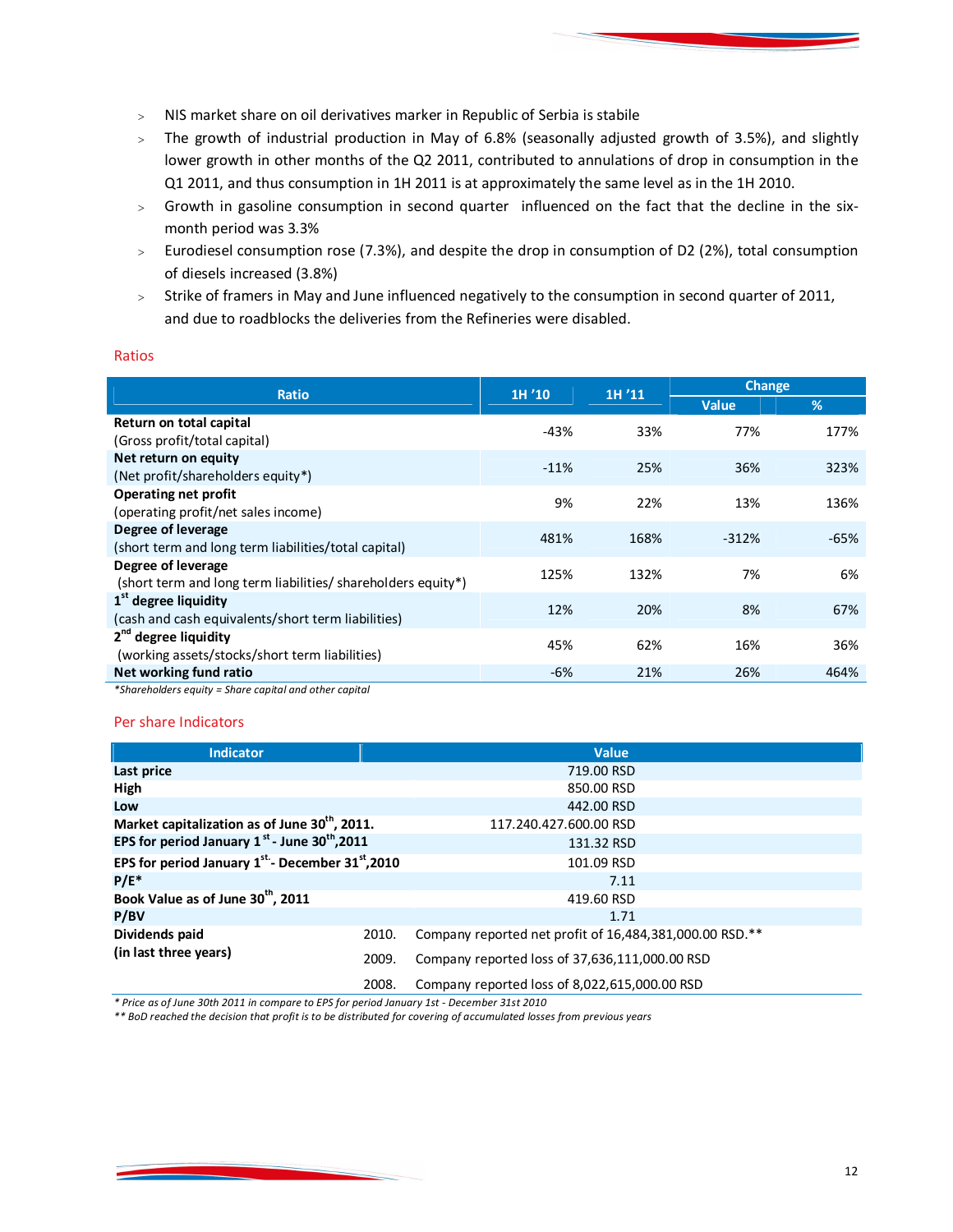- NIS market share on oil derivatives marker in Republic of Serbia is stabile
- The growth of industrial production in May of 6.8% (seasonally adjusted growth of 3.5%), and slightly lower growth in other months of the Q2 2011, contributed to annulations of drop in consumption in the Q1 2011, and thus consumption in 1H 2011 is at approximately the same level as in the 1H 2010.
- Growth in gasoline consumption in second quarter influenced on the fact that the decline in the six-month period was 3.3%
- Eurodiesel consumption rose (7.3%), and despite the drop in consumption of D2 (2%), total consumption of diesels increased (3.8%)
- Strike of framers in May and June influenced negatively to the consumption in second quarter of 2011, and due to roadblocks the deliveries from the Refineries were disabled.

## Ratios

| Ratio | 1H '10 | 1H '11 | Change | |
|---|---|---|---|---|
| | | | Value | % |
| **Return on total capital** (Gross profit/total capital) | -43% | 33% | 77% | 177% |
| **Net return on equity** (Net profit/shareholders equity*) | -11% | 25% | 36% | 323% |
| **Operating net profit** (operating profit/net sales income) | 9% | 22% | 13% | 136% |
| **Degree of leverage** (short term and long term liabilities/total capital) | 481% | 168% | -312% | -65% |
| **Degree of leverage** (short term and long term liabilities/ shareholders equity*) | 125% | 132% | 7% | 6% |
| **1st degree liquidity** (cash and cash equivalents/short term liabilities) | 12% | 20% | 8% | 67% |
| **2nd degree liquidity** (working assets/stocks/short term liabilities) | 45% | 62% | 16% | 36% |
| **Net working fund ratio** | -6% | 21% | 26% | 464% |

*\*Shareholders equity = Share capital and other capital*

## Per share Indicators

| Indicator | | Value |
|---|---|---|
| **Last price** | | 719.00 RSD |
| **High** | | 850.00 RSD |
| **Low** | | 442.00 RSD |
| **Market capitalization as of June 30th, 2011.** | | 117.240.427.600.00 RSD |
| **EPS for period January 1st - June 30th,2011** | | 131.32 RSD |
| **EPS for period January 1st.- December 31st,2010** | | 101.09 RSD |
| **P/E*** | | 7.11 |
| **Book Value as of June 30th, 2011** | | 419.60 RSD |
| **P/BV** | | 1.71 |
| **Dividends paid (in last three years)** | 2010. | Company reported net profit of 16,484,381,000.00 RSD.** |
| | 2009. | Company reported loss of 37,636,111,000.00 RSD |
| | 2008. | Company reported loss of 8,022,615,000.00 RSD |

*\* Price as of June 30th 2011 in compare to EPS for period January 1st - December 31st 2010*

*\*\* BoD reached the decision that profit is to be distributed for covering of accumulated losses from previous years*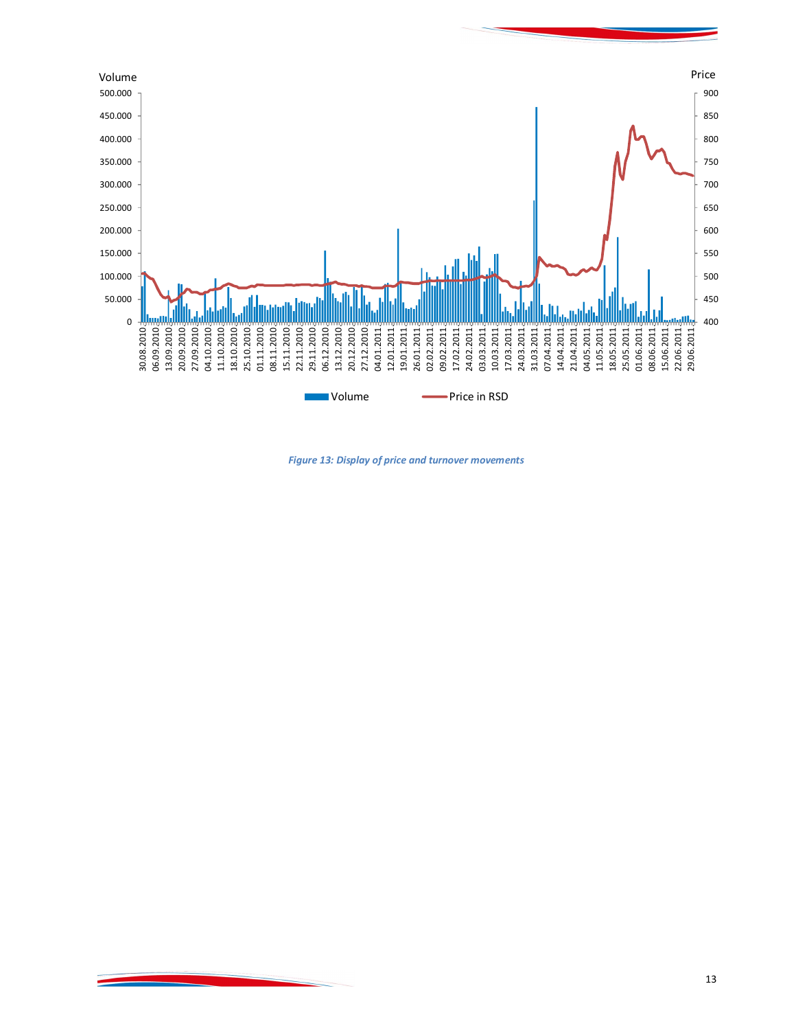*Figure 13: Display of price and turnover movements*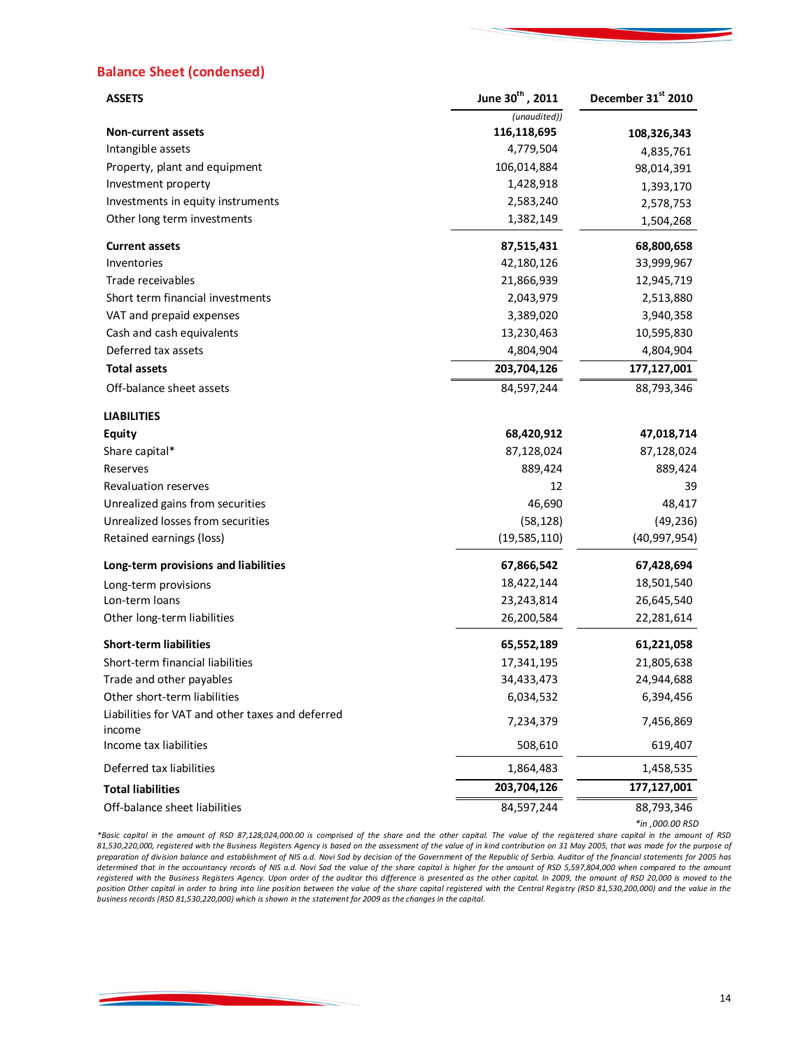## Balance Sheet (condensed)

| ASSETS | June 30th, 2011 | December 31st 2010 |
|---|---|---|
| | *(unaudited))* | |
| **Non-current assets** | **116,118,695** | **108,326,343** |
| Intangible assets | 4,779,504 | 4,835,761 |
| Property, plant and equipment | 106,014,884 | 98,014,391 |
| Investment property | 1,428,918 | 1,393,170 |
| Investments in equity instruments | 2,583,240 | 2,578,753 |
| Other long term investments | 1,382,149 | 1,504,268 |
| **Current assets** | **87,515,431** | **68,800,658** |
| Inventories | 42,180,126 | 33,999,967 |
| Trade receivables | 21,866,939 | 12,945,719 |
| Short term financial investments | 2,043,979 | 2,513,880 |
| VAT and prepaid expenses | 3,389,020 | 3,940,358 |
| Cash and cash equivalents | 13,230,463 | 10,595,830 |
| Deferred tax assets | 4,804,904 | 4,804,904 |
| **Total assets** | **203,704,126** | **177,127,001** |
| Off-balance sheet assets | 84,597,244 | 88,793,346 |
| **LIABILITIES** | | |
| **Equity** | **68,420,912** | **47,018,714** |
| Share capital* | 87,128,024 | 87,128,024 |
| Reserves | 889,424 | 889,424 |
| Revaluation reserves | 12 | 39 |
| Unrealized gains from securities | 46,690 | 48,417 |
| Unrealized losses from securities | (58,128) | (49,236) |
| Retained earnings (loss) | (19,585,110) | (40,997,954) |
| **Long-term provisions and liabilities** | **67,866,542** | **67,428,694** |
| Long-term provisions | 18,422,144 | 18,501,540 |
| Lon-term loans | 23,243,814 | 26,645,540 |
| Other long-term liabilities | 26,200,584 | 22,281,614 |
| **Short-term liabilities** | **65,552,189** | **61,221,058** |
| Short-term financial liabilities | 17,341,195 | 21,805,638 |
| Trade and other payables | 34,433,473 | 24,944,688 |
| Other short-term liabilities | 6,034,532 | 6,394,456 |
| Liabilities for VAT and other taxes and deferred income | 7,234,379 | 7,456,869 |
| Income tax liabilities | 508,610 | 619,407 |
| Deferred tax liabilities | 1,864,483 | 1,458,535 |
| **Total liabilities** | **203,704,126** | **177,127,001** |
| Off-balance sheet liabilities | 84,597,244 | 88,793,346 |

*in ,000.00 RSD*

*\*Basic capital in the amount of RSD 87,128,024,000.00 is comprised of the share and the other capital. The value of the registered share capital in the amount of RSD 81,530,220,000, registered with the Business Registers Agency is based on the assessment of the value of in kind contribution on 31 May 2005, that was made for the purpose of preparation of division balance and establishment of NIS a.d. Novi Sad by decision of the Government of the Republic of Serbia. Auditor of the financial statements for 2005 has determined that in the accountancy records of NIS a.d. Novi Sad the value of the share capital is higher for the amount of RSD 5,597,804,000 when compared to the amount registered with the Business Registers Agency. Upon order of the auditor this difference is presented as the other capital. In 2009, the amount of RSD 20,000 is moved to the position Other capital in order to bring into line position between the value of the share capital registered with the Central Registry (RSD 81,530,200,000) and the value in the business records (RSD 81,530,220,000) which is shown in the statement for 2009 as the changes in the capital.*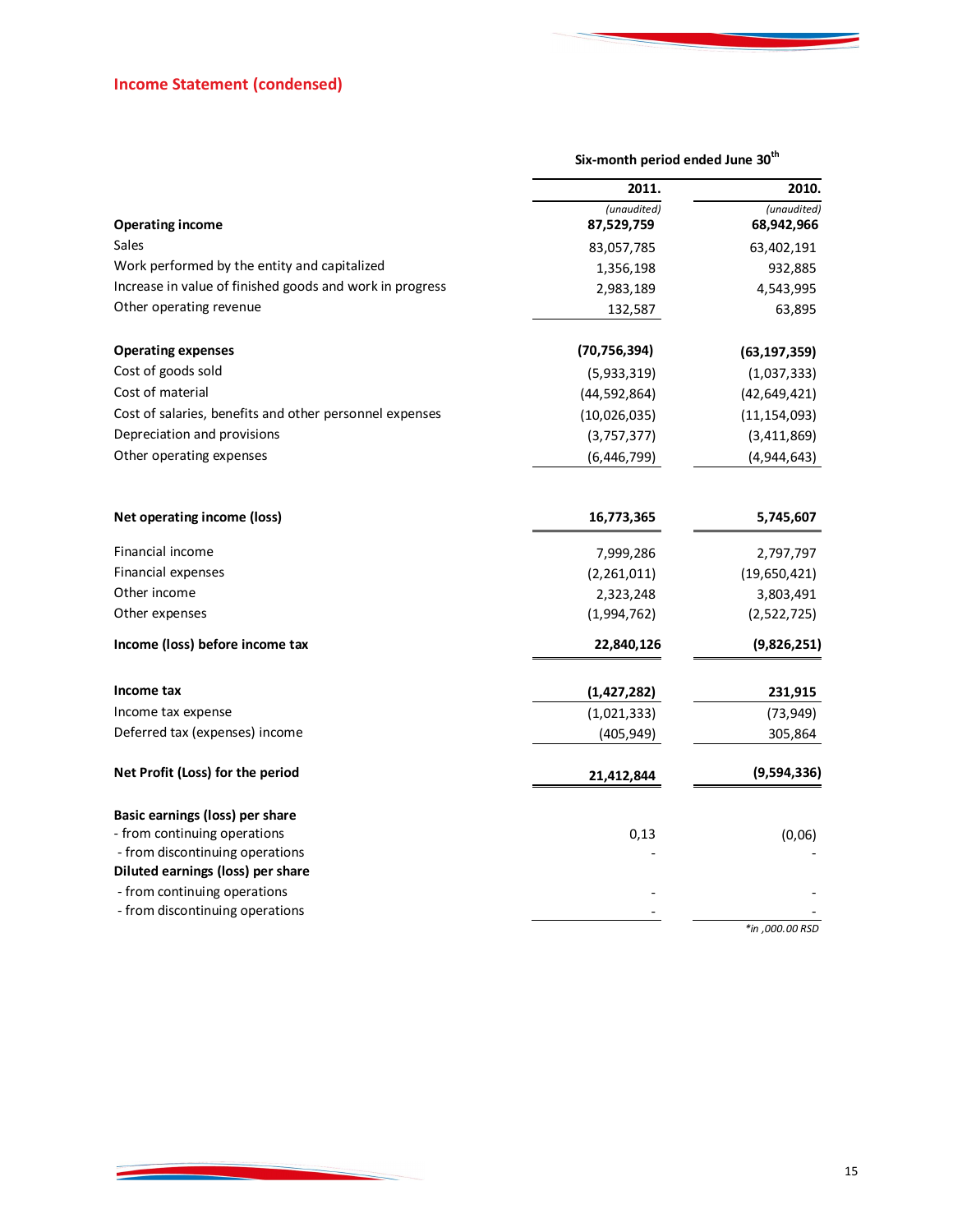## Income Statement (condensed)

| | Six-month period ended June 30th | |
|---|---|---|
| | **2011.** | **2010.** |
| | *(unaudited)* | *(unaudited)* |
| **Operating income** | **87,529,759** | **68,942,966** |
| Sales | 83,057,785 | 63,402,191 |
| Work performed by the entity and capitalized | 1,356,198 | 932,885 |
| Increase in value of finished goods and work in progress | 2,983,189 | 4,543,995 |
| Other operating revenue | 132,587 | 63,895 |
| **Operating expenses** | **(70,756,394)** | **(63,197,359)** |
| Cost of goods sold | (5,933,319) | (1,037,333) |
| Cost of material | (44,592,864) | (42,649,421) |
| Cost of salaries, benefits and other personnel expenses | (10,026,035) | (11,154,093) |
| Depreciation and provisions | (3,757,377) | (3,411,869) |
| Other operating expenses | (6,446,799) | (4,944,643) |
| **Net operating income (loss)** | **16,773,365** | **5,745,607** |
| Financial income | 7,999,286 | 2,797,797 |
| Financial expenses | (2,261,011) | (19,650,421) |
| Other income | 2,323,248 | 3,803,491 |
| Other expenses | (1,994,762) | (2,522,725) |
| **Income (loss) before income tax** | **22,840,126** | **(9,826,251)** |
| **Income tax** | **(1,427,282)** | **231,915** |
| Income tax expense | (1,021,333) | (73,949) |
| Deferred tax (expenses) income | (405,949) | 305,864 |
| **Net Profit (Loss) for the period** | **21,412,844** | **(9,594,336)** |
| **Basic earnings (loss) per share** | | |
| - from continuing operations | 0,13 | (0,06) |
| - from discontinuing operations | - | - |
| **Diluted earnings (loss) per share** | | |
| - from continuing operations | - | - |
| - from discontinuing operations | - | - |

*\*in ,000.00 RSD*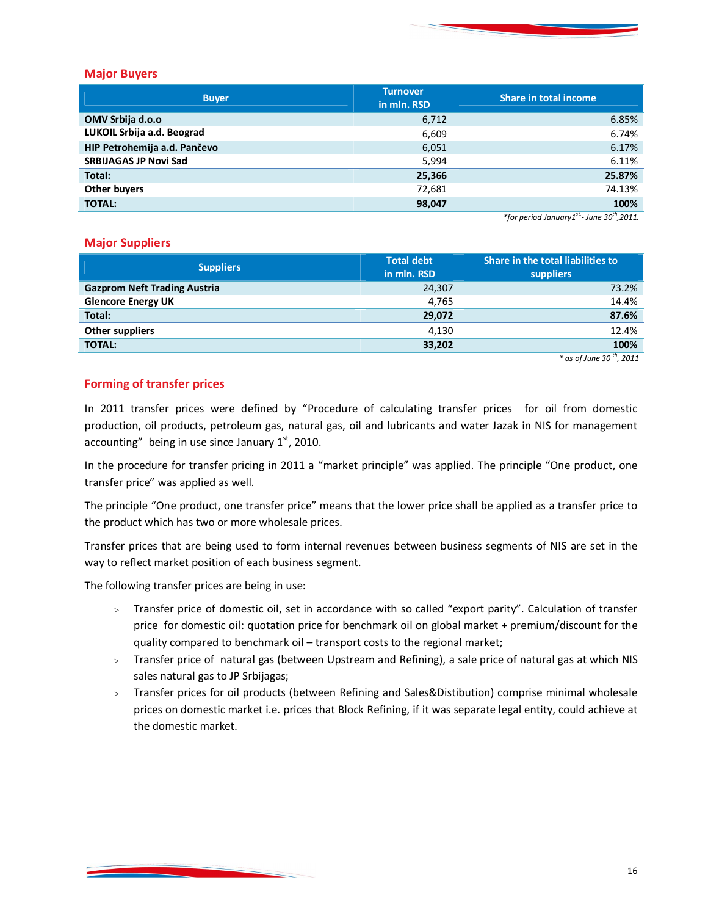## Major Buyers

| Buyer | Turnover in mln. RSD | Share in total income |
|---|---|---|
| **OMV Srbija d.o.o** | 6,712 | 6.85% |
| **LUKOIL Srbija a.d. Beograd** | 6,609 | 6.74% |
| **HIP Petrohemija a.d. Pančevo** | 6,051 | 6.17% |
| **SRBIJAGAS JP Novi Sad** | 5,994 | 6.11% |
| **Total:** | **25,366** | **25.87%** |
| **Other buyers** | 72,681 | 74.13% |
| **TOTAL:** | **98,047** | **100%** |

*\*for period January1st - June 30th,2011.*

## Major Suppliers

| Suppliers | Total debt in mln. RSD | Share in the total liabilities to suppliers |
|---|---|---|
| **Gazprom Neft Trading Austria** | 24,307 | 73.2% |
| **Glencore Energy UK** | 4,765 | 14.4% |
| **Total:** | **29,072** | **87.6%** |
| **Other suppliers** | 4,130 | 12.4% |
| **TOTAL:** | **33,202** | **100%** |

*\* as of June 30 th, 2011*

## Forming of transfer prices

In 2011 transfer prices were defined by "Procedure of calculating transfer prices for oil from domestic production, oil products, petroleum gas, natural gas, oil and lubricants and water Jazak in NIS for management accounting" being in use since January 1st, 2010.

In the procedure for transfer pricing in 2011 a "market principle" was applied. The principle "One product, one transfer price" was applied as well.

The principle "One product, one transfer price" means that the lower price shall be applied as a transfer price to the product which has two or more wholesale prices.

Transfer prices that are being used to form internal revenues between business segments of NIS are set in the way to reflect market position of each business segment.

The following transfer prices are being in use:

- Transfer price of domestic oil, set in accordance with so called "export parity". Calculation of transfer price for domestic oil: quotation price for benchmark oil on global market + premium/discount for the quality compared to benchmark oil – transport costs to the regional market;
- Transfer price of natural gas (between Upstream and Refining), a sale price of natural gas at which NIS sales natural gas to JP Srbijagas;
- Transfer prices for oil products (between Refining and Sales&Distibution) comprise minimal wholesale prices on domestic market i.e. prices that Block Refining, if it was separate legal entity, could achieve at the domestic market.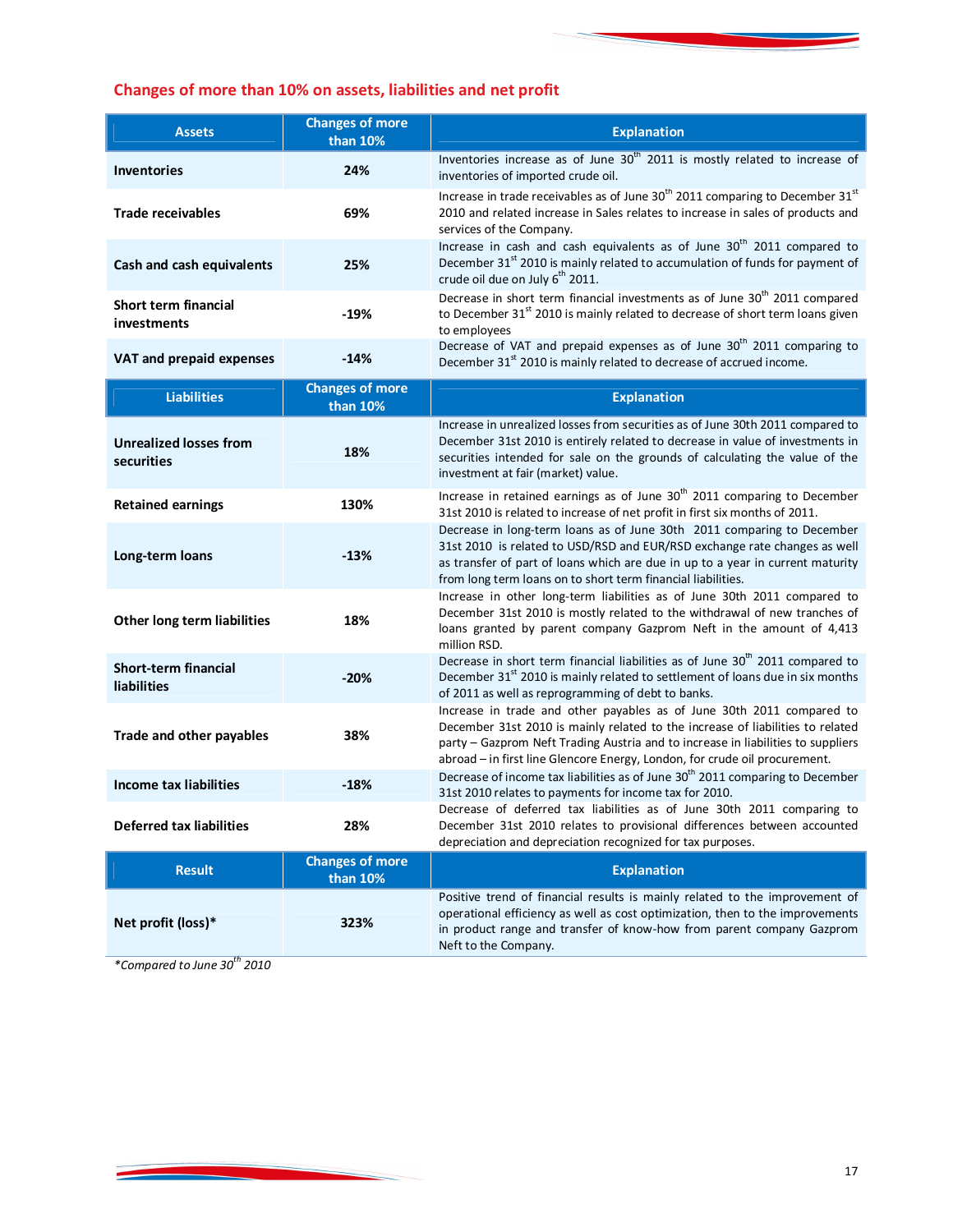## Changes of more than 10% on assets, liabilities and net profit

| Assets | Changes of more than 10% | Explanation |
|---|---|---|
| **Inventories** | **24%** | Inventories increase as of June 30th 2011 is mostly related to increase of inventories of imported crude oil. |
| **Trade receivables** | **69%** | Increase in trade receivables as of June 30th 2011 comparing to December 31st 2010 and related increase in Sales relates to increase in sales of products and services of the Company. |
| **Cash and cash equivalents** | **25%** | Increase in cash and cash equivalents as of June 30th 2011 compared to December 31st 2010 is mainly related to accumulation of funds for payment of crude oil due on July 6th 2011. |
| **Short term financial investments** | **-19%** | Decrease in short term financial investments as of June 30th 2011 compared to December 31st 2010 is mainly related to decrease of short term loans given to employees |
| **VAT and prepaid expenses** | **-14%** | Decrease of VAT and prepaid expenses as of June 30th 2011 comparing to December 31st 2010 is mainly related to decrease of accrued income. |
| **Liabilities** | **Changes of more than 10%** | **Explanation** |
| **Unrealized losses from securities** | **18%** | Increase in unrealized losses from securities as of June 30th 2011 compared to December 31st 2010 is entirely related to decrease in value of investments in securities intended for sale on the grounds of calculating the value of the investment at fair (market) value. |
| **Retained earnings** | **130%** | Increase in retained earnings as of June 30th 2011 comparing to December 31st 2010 is related to increase of net profit in first six months of 2011. |
| **Long-term loans** | **-13%** | Decrease in long-term loans as of June 30th 2011 comparing to December 31st 2010 is related to USD/RSD and EUR/RSD exchange rate changes as well as transfer of part of loans which are due in up to a year in current maturity from long term loans on to short term financial liabilities. |
| **Other long term liabilities** | **18%** | Increase in other long-term liabilities as of June 30th 2011 compared to December 31st 2010 is mostly related to the withdrawal of new tranches of loans granted by parent company Gazprom Neft in the amount of 4,413 million RSD. |
| **Short-term financial liabilities** | **-20%** | Decrease in short term financial liabilities as of June 30th 2011 compared to December 31st 2010 is mainly related to settlement of loans due in six months of 2011 as well as reprogramming of debt to banks. |
| **Trade and other payables** | **38%** | Increase in trade and other payables as of June 30th 2011 compared to December 31st 2010 is mainly related to the increase of liabilities to related party – Gazprom Neft Trading Austria and to increase in liabilities to suppliers abroad – in first line Glencore Energy, London, for crude oil procurement. |
| **Income tax liabilities** | **-18%** | Decrease of income tax liabilities as of June 30th 2011 comparing to December 31st 2010 relates to payments for income tax for 2010. |
| **Deferred tax liabilities** | **28%** | Decrease of deferred tax liabilities as of June 30th 2011 comparing to December 31st 2010 relates to provisional differences between accounted depreciation and depreciation recognized for tax purposes. |
| **Result** | **Changes of more than 10%** | **Explanation** |
| **Net profit (loss)*** | **323%** | Positive trend of financial results is mainly related to the improvement of operational efficiency as well as cost optimization, then to the improvements in product range and transfer of know-how from parent company Gazprom Neft to the Company. |

*\*Compared to June 30th 2010*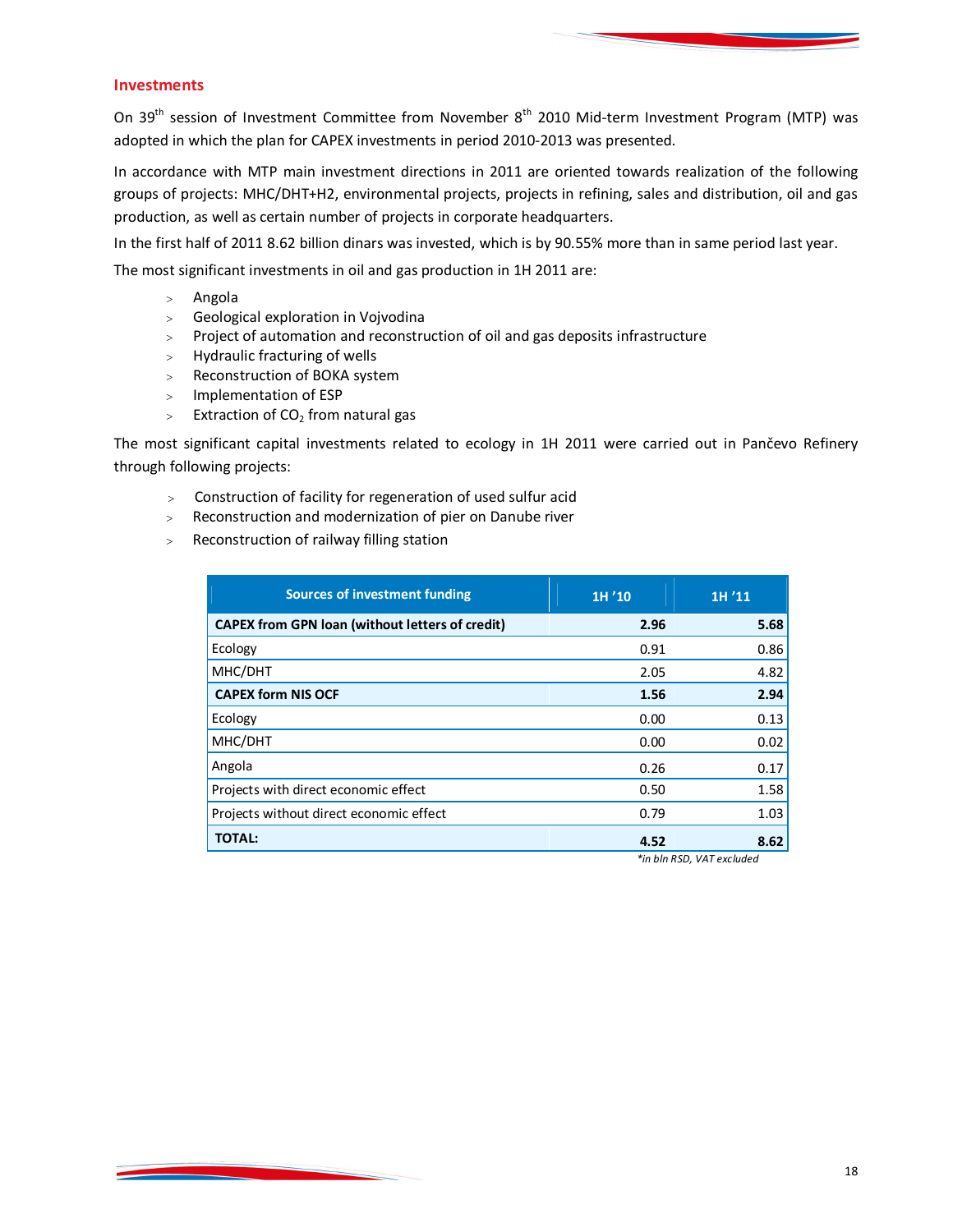## Investments

On 39th session of Investment Committee from November 8th 2010 Mid-term Investment Program (MTP) was adopted in which the plan for CAPEX investments in period 2010-2013 was presented.

In accordance with MTP main investment directions in 2011 are oriented towards realization of the following groups of projects: MHC/DHT+H2, environmental projects, projects in refining, sales and distribution, oil and gas production, as well as certain number of projects in corporate headquarters.

In the first half of 2011 8.62 billion dinars was invested, which is by 90.55% more than in same period last year.

The most significant investments in oil and gas production in 1H 2011 are:

- Angola
- Geological exploration in Vojvodina
- Project of automation and reconstruction of oil and gas deposits infrastructure
- Hydraulic fracturing of wells
- Reconstruction of BOKA system
- Implementation of ESP
- Extraction of $CO_2$ from natural gas

The most significant capital investments related to ecology in 1H 2011 were carried out in Pančevo Refinery through following projects:

- Construction of facility for regeneration of used sulfur acid
- Reconstruction and modernization of pier on Danube river
- Reconstruction of railway filling station

| Sources of investment funding | 1H '10 | 1H '11 |
|---|---|---|
| **CAPEX from GPN loan (without letters of credit)** | **2.96** | **5.68** |
| Ecology | 0.91 | 0.86 |
| MHC/DHT | 2.05 | 4.82 |
| **CAPEX form NIS OCF** | **1.56** | **2.94** |
| Ecology | 0.00 | 0.13 |
| MHC/DHT | 0.00 | 0.02 |
| Angola | 0.26 | 0.17 |
| Projects with direct economic effect | 0.50 | 1.58 |
| Projects without direct economic effect | 0.79 | 1.03 |
| **TOTAL:** | **4.52** | **8.62** |

*\*in bln RSD, VAT excluded*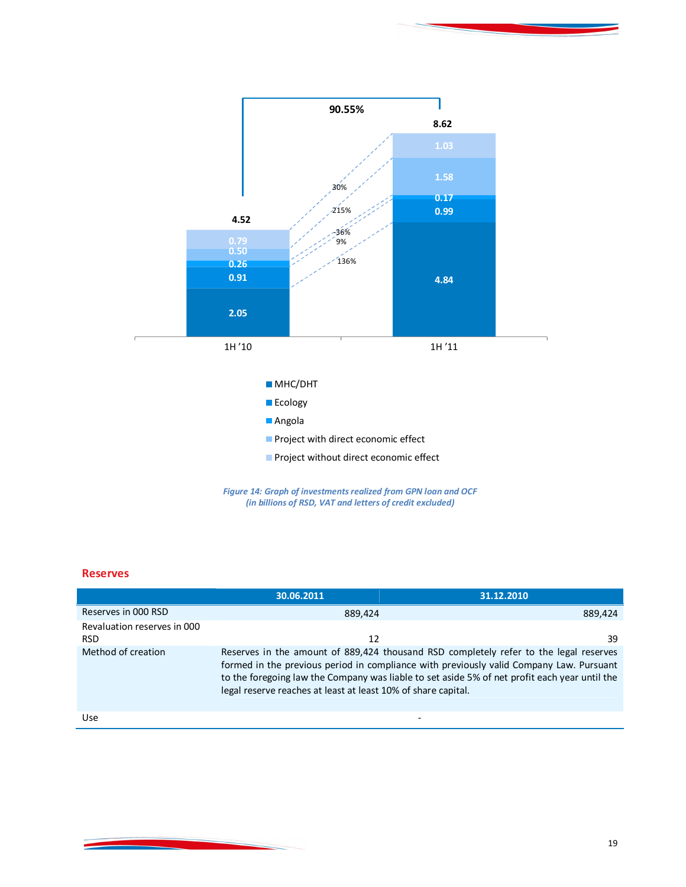Figure 14: Graph of investments realized from GPN loan and OCF (in billions of RSD, VAT and letters of credit excluded)

## Reserves

| | 30.06.2011 | 31.12.2010 |
|---|---|---|
| Reserves in 000 RSD | 889,424 | 889,424 |
| Revaluation reserves in 000 RSD | 12 | 39 |
| Method of creation | Reserves in the amount of 889,424 thousand RSD completely refer to the legal reserves formed in the previous period in compliance with previously valid Company Law. Pursuant to the foregoing law the Company was liable to set aside 5% of net profit each year until the legal reserve reaches at least at least 10% of share capital. | |
| Use | - | |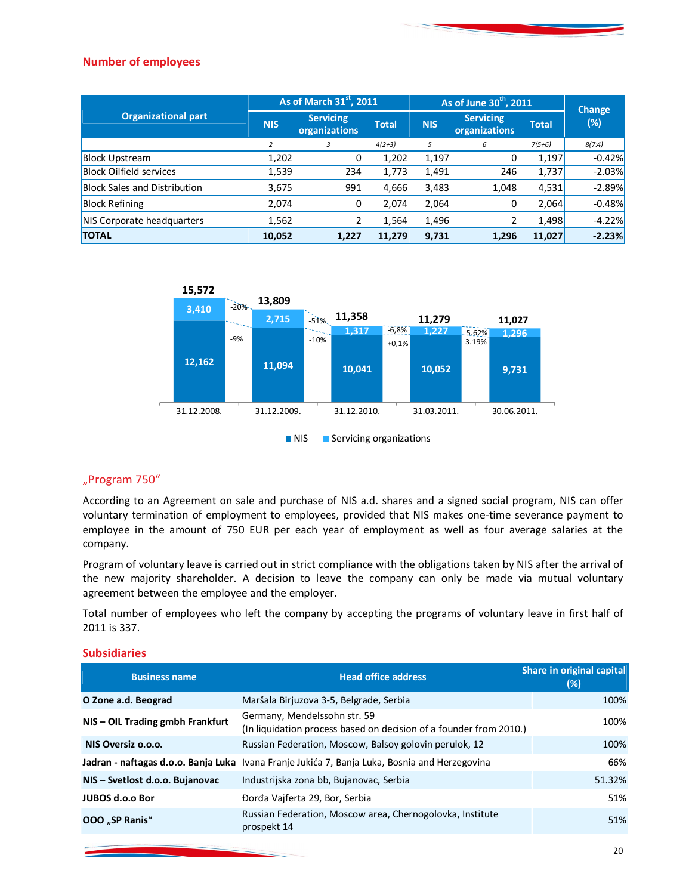## Number of employees

| Organizational part | As of March 31st, 2011 | | | As of June 30th, 2011 | | | Change (%) |
|---|---|---|---|---|---|---|---|
| | NIS | Servicing organizations | Total | NIS | Servicing organizations | Total | |
| | 2 | 3 | 4(2+3) | 5 | 6 | 7(5+6) | 8(7:4) |
| Block Upstream | 1,202 | 0 | 1,202 | 1,197 | 0 | 1,197 | -0.42% |
| Block Oilfield services | 1,539 | 234 | 1,773 | 1,491 | 246 | 1,737 | -2.03% |
| Block Sales and Distribution | 3,675 | 991 | 4,666 | 3,483 | 1,048 | 4,531 | -2.89% |
| Block Refining | 2,074 | 0 | 2,074 | 2,064 | 0 | 2,064 | -0.48% |
| NIS Corporate headquarters | 1,562 | 2 | 1,564 | 1,496 | 2 | 1,498 | -4.22% |
| **TOTAL** | **10,052** | **1,227** | **11,279** | **9,731** | **1,296** | **11,027** | **-2.23%** |

| Date | NIS | Servicing organizations | Total |
|---|---|---|---|
| 31.12.2008. | 12,162 | 3,410 | 15,572 |
| 31.12.2009. | 11,094 | 2,715 | 13,809 |
| 31.12.2010. | 10,041 | 1,317 | 11,358 |
| 31.03.2011. | 10,052 | 1,227 | 11,279 |
| 30.06.2011. | 9,731 | 1,296 | 11,027 |

Changes shown in chart: Servicing organizations: -20%, -51%, -6,8%, 5.62%; NIS: -9%, -10%, +0,1%, -3.19%

■ NIS ■ Servicing organizations

## „Program 750“

According to an Agreement on sale and purchase of NIS a.d. shares and a signed social program, NIS can offer voluntary termination of employment to employees, provided that NIS makes one-time severance payment to employee in the amount of 750 EUR per each year of employment as well as four average salaries at the company.

Program of voluntary leave is carried out in strict compliance with the obligations taken by NIS after the arrival of the new majority shareholder. A decision to leave the company can only be made via mutual voluntary agreement between the employee and the employer.

Total number of employees who left the company by accepting the programs of voluntary leave in first half of 2011 is 337.

## Subsidiaries

| Business name | Head office address | Share in original capital (%) |
|---|---|---|
| **O Zone a.d. Beograd** | Maršala Birjuzova 3-5, Belgrade, Serbia | 100% |
| **NIS – OIL Trading gmbh Frankfurt** | Germany, Mendelssohn str. 59 (In liquidation process based on decision of a founder from 2010.) | 100% |
| **NIS Oversiz o.o.o.** | Russian Federation, Moscow, Balsoy golovin perulok, 12 | 100% |
| **Jadran - naftagas d.o.o. Banja Luka** | Ivana Franje Jukića 7, Banja Luka, Bosnia and Herzegovina | 66% |
| **NIS – Svetlost d.o.o. Bujanovac** | Industrijska zona bb, Bujanovac, Serbia | 51.32% |
| **JUBOS d.o.o Bor** | Đorđa Vajferta 29, Bor, Serbia | 51% |
| **OOO „SP Ranis“** | Russian Federation, Moscow area, Chernogolovka, Institute prospekt 14 | 51% |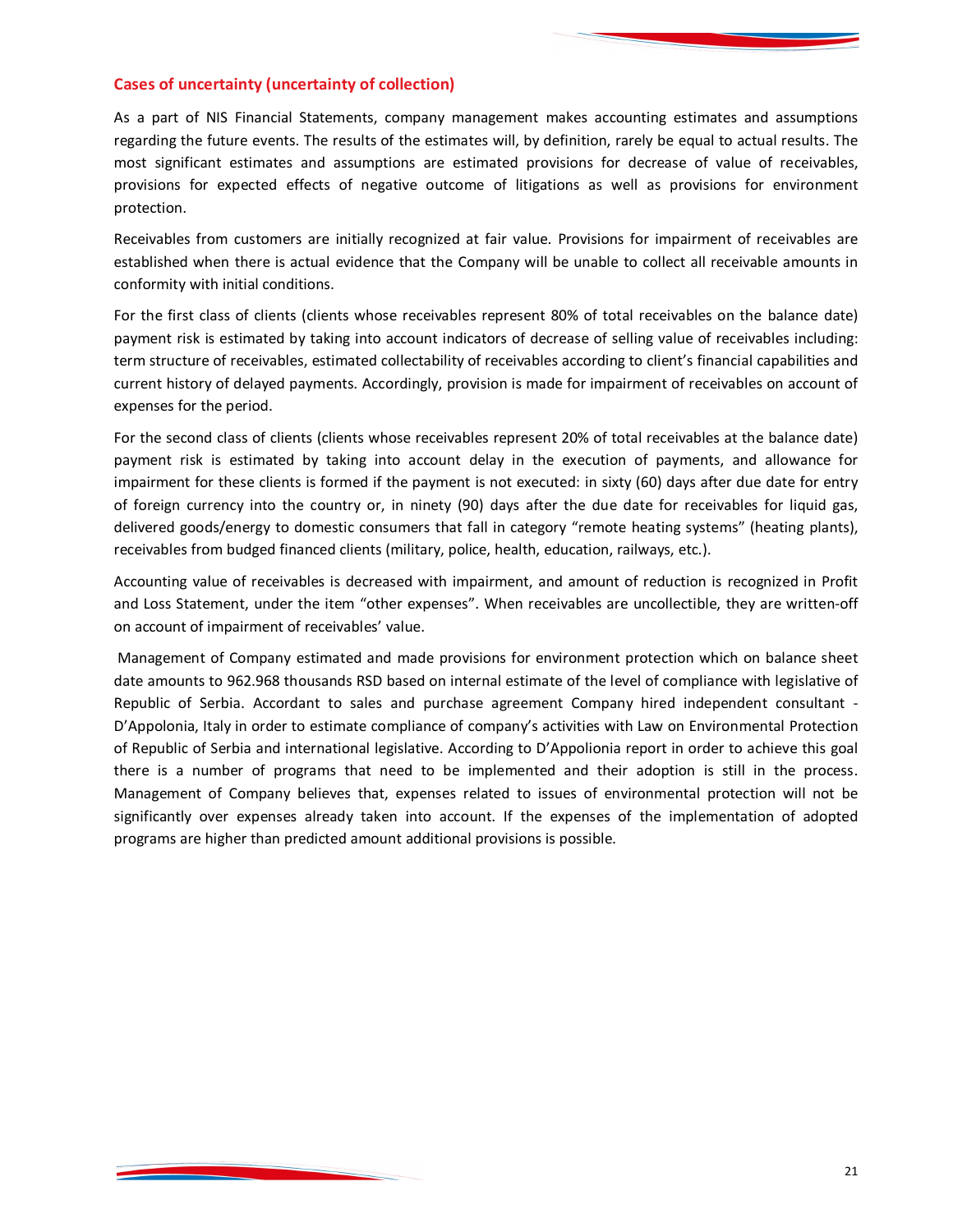## Cases of uncertainty (uncertainty of collection)

As a part of NIS Financial Statements, company management makes accounting estimates and assumptions regarding the future events. The results of the estimates will, by definition, rarely be equal to actual results. The most significant estimates and assumptions are estimated provisions for decrease of value of receivables, provisions for expected effects of negative outcome of litigations as well as provisions for environment protection.

Receivables from customers are initially recognized at fair value. Provisions for impairment of receivables are established when there is actual evidence that the Company will be unable to collect all receivable amounts in conformity with initial conditions.

For the first class of clients (clients whose receivables represent 80% of total receivables on the balance date) payment risk is estimated by taking into account indicators of decrease of selling value of receivables including: term structure of receivables, estimated collectability of receivables according to client's financial capabilities and current history of delayed payments. Accordingly, provision is made for impairment of receivables on account of expenses for the period.

For the second class of clients (clients whose receivables represent 20% of total receivables at the balance date) payment risk is estimated by taking into account delay in the execution of payments, and allowance for impairment for these clients is formed if the payment is not executed: in sixty (60) days after due date for entry of foreign currency into the country or, in ninety (90) days after the due date for receivables for liquid gas, delivered goods/energy to domestic consumers that fall in category "remote heating systems" (heating plants), receivables from budged financed clients (military, police, health, education, railways, etc.).

Accounting value of receivables is decreased with impairment, and amount of reduction is recognized in Profit and Loss Statement, under the item "other expenses". When receivables are uncollectible, they are written-off on account of impairment of receivables' value.

Management of Company estimated and made provisions for environment protection which on balance sheet date amounts to 962.968 thousands RSD based on internal estimate of the level of compliance with legislative of Republic of Serbia. Accordant to sales and purchase agreement Company hired independent consultant - D'Appolonia, Italy in order to estimate compliance of company's activities with Law on Environmental Protection of Republic of Serbia and international legislative. According to D'Appolionia report in order to achieve this goal there is a number of programs that need to be implemented and their adoption is still in the process. Management of Company believes that, expenses related to issues of environmental protection will not be significantly over expenses already taken into account. If the expenses of the implementation of adopted programs are higher than predicted amount additional provisions is possible.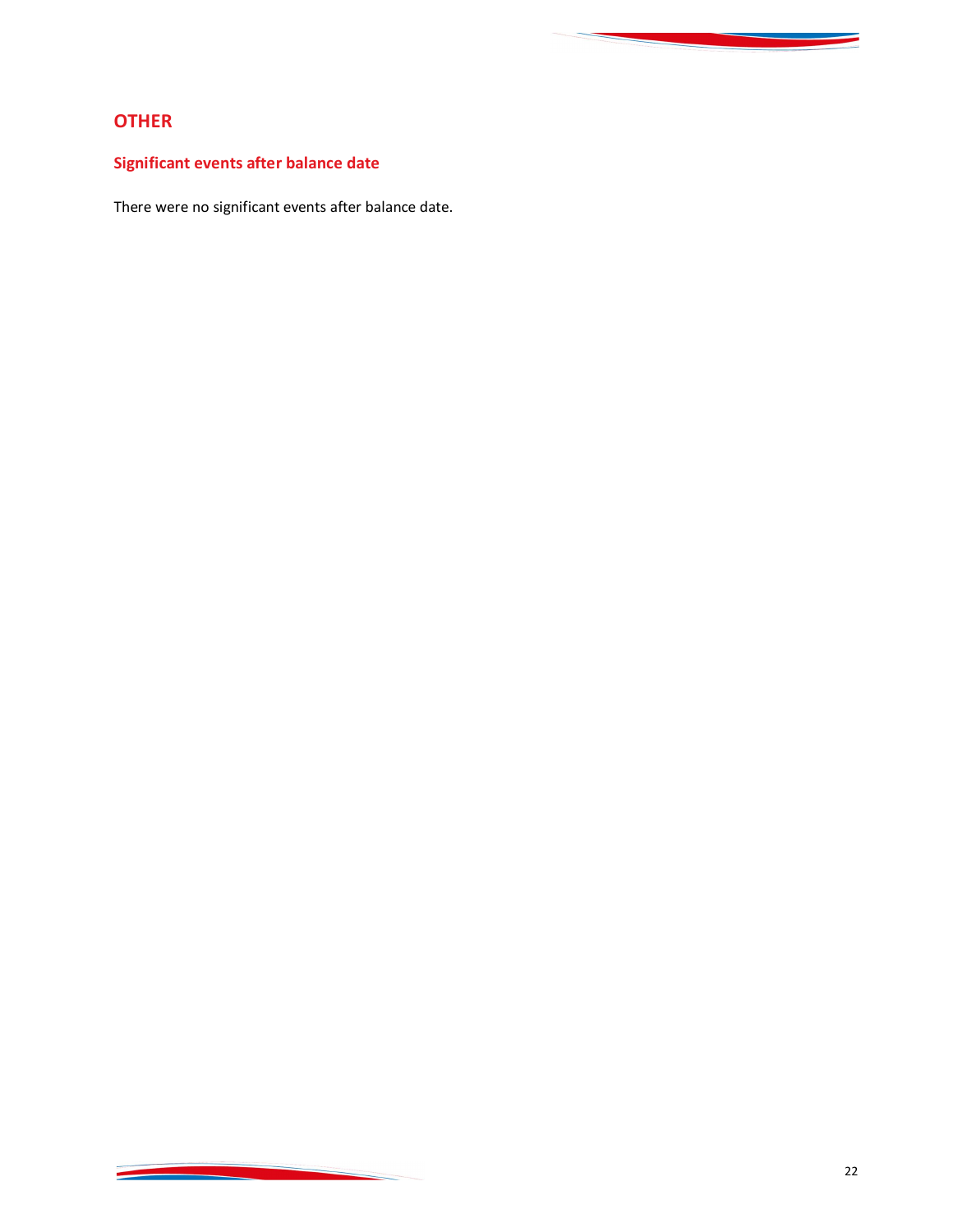## OTHER

### Significant events after balance date

There were no significant events after balance date.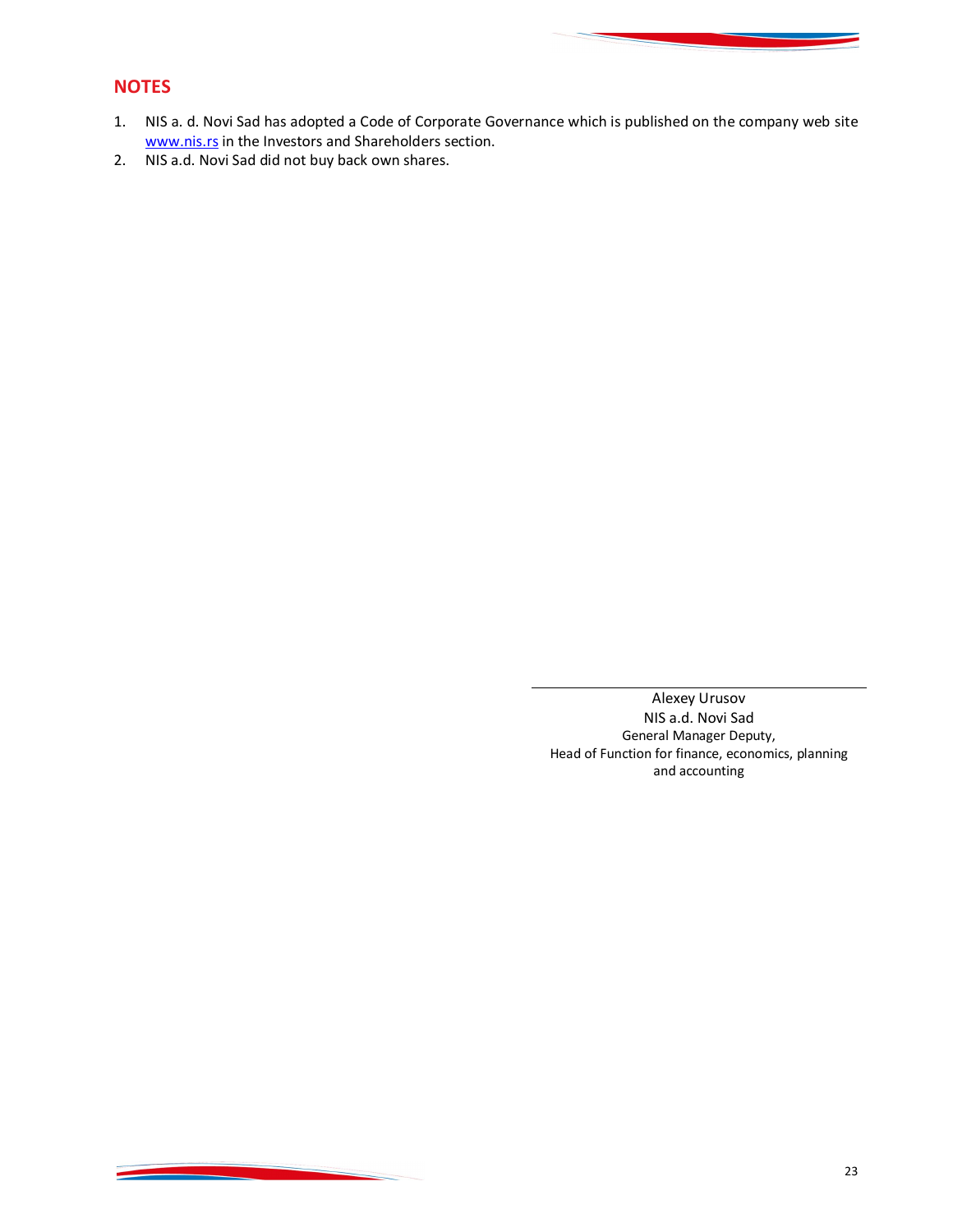## NOTES

1. NIS a. d. Novi Sad has adopted a Code of Corporate Governance which is published on the company web site www.nis.rs in the Investors and Shareholders section.
2. NIS a.d. Novi Sad did not buy back own shares.

Alexey Urusov
NIS a.d. Novi Sad
General Manager Deputy,
Head of Function for finance, economics, planning and accounting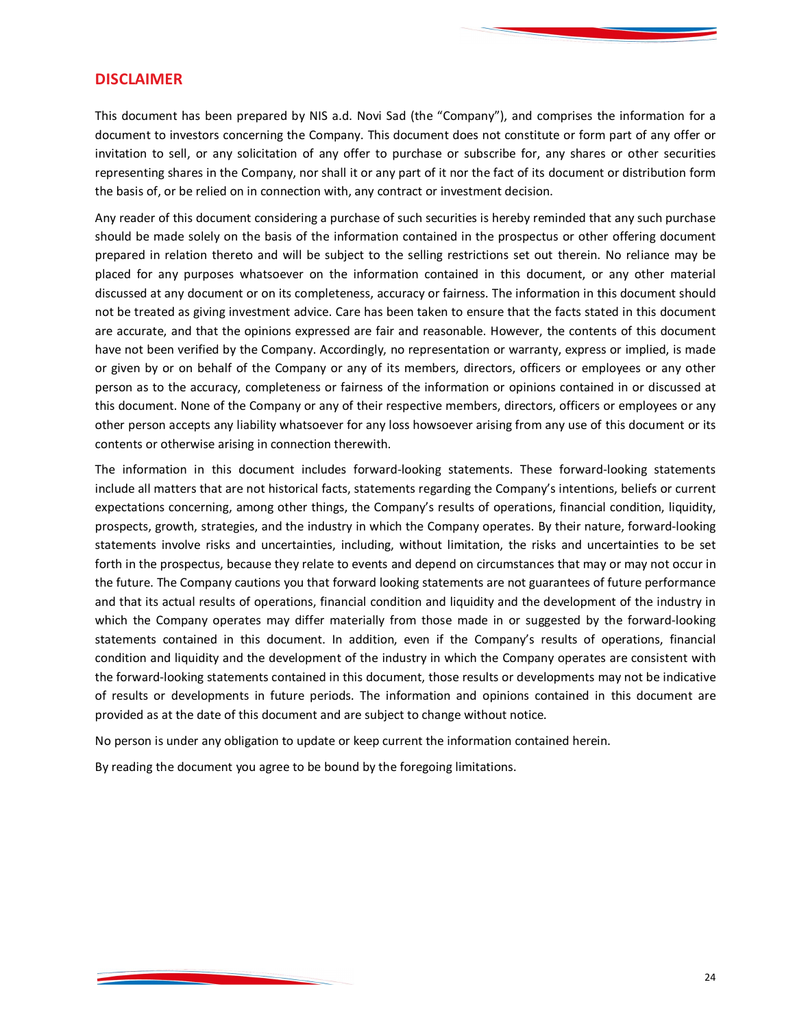## DISCLAIMER

This document has been prepared by NIS a.d. Novi Sad (the "Company"), and comprises the information for a document to investors concerning the Company. This document does not constitute or form part of any offer or invitation to sell, or any solicitation of any offer to purchase or subscribe for, any shares or other securities representing shares in the Company, nor shall it or any part of it nor the fact of its document or distribution form the basis of, or be relied on in connection with, any contract or investment decision.

Any reader of this document considering a purchase of such securities is hereby reminded that any such purchase should be made solely on the basis of the information contained in the prospectus or other offering document prepared in relation thereto and will be subject to the selling restrictions set out therein. No reliance may be placed for any purposes whatsoever on the information contained in this document, or any other material discussed at any document or on its completeness, accuracy or fairness. The information in this document should not be treated as giving investment advice. Care has been taken to ensure that the facts stated in this document are accurate, and that the opinions expressed are fair and reasonable. However, the contents of this document have not been verified by the Company. Accordingly, no representation or warranty, express or implied, is made or given by or on behalf of the Company or any of its members, directors, officers or employees or any other person as to the accuracy, completeness or fairness of the information or opinions contained in or discussed at this document. None of the Company or any of their respective members, directors, officers or employees or any other person accepts any liability whatsoever for any loss howsoever arising from any use of this document or its contents or otherwise arising in connection therewith.

The information in this document includes forward-looking statements. These forward-looking statements include all matters that are not historical facts, statements regarding the Company's intentions, beliefs or current expectations concerning, among other things, the Company's results of operations, financial condition, liquidity, prospects, growth, strategies, and the industry in which the Company operates. By their nature, forward-looking statements involve risks and uncertainties, including, without limitation, the risks and uncertainties to be set forth in the prospectus, because they relate to events and depend on circumstances that may or may not occur in the future. The Company cautions you that forward looking statements are not guarantees of future performance and that its actual results of operations, financial condition and liquidity and the development of the industry in which the Company operates may differ materially from those made in or suggested by the forward-looking statements contained in this document. In addition, even if the Company's results of operations, financial condition and liquidity and the development of the industry in which the Company operates are consistent with the forward-looking statements contained in this document, those results or developments may not be indicative of results or developments in future periods. The information and opinions contained in this document are provided as at the date of this document and are subject to change without notice.

No person is under any obligation to update or keep current the information contained herein.

By reading the document you agree to be bound by the foregoing limitations.